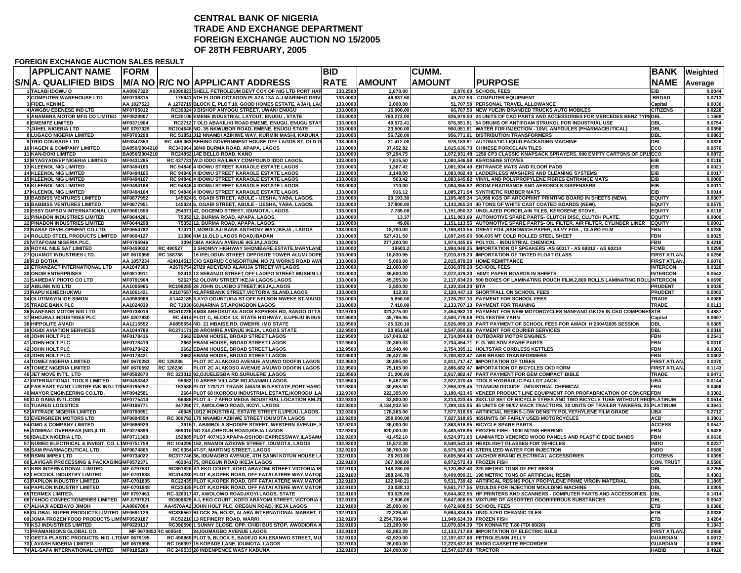# CENTRAL BANK OF NIGERIA
# TRADE AND EXCHANGE DEPARTMENT
# FOREIGN EXCHANGE AUCTION NO 15/2005
# OF 28TH FEBRUARY, 2005

**FOREIGN EXCHANGE AUCTION SALES RESULT**

| S/N | APPLICANT NAME A. QUALIFIED BIDS | FORM M/A NO | R/C NO | APPLICANT ADDRESS | BID RATE | AMOUNT | CUMM. AMOUNT | PURPOSE | BANK NAME | Weighted Average |
|---|---|---|---|---|---|---|---|---|---|---|
| 1 | TALABI IDOWU O | AA0967322 | A0390823 | SHELL PETROLEUM DEVT COY OF NIG LTD PORT HAR | 133.2500 | 2,870.00 | 2,870.00 | SCHOOL FEES | EIB | 0.0044 |
| 2 | COMPUTER WAREHOUSE LTD | MF0738315 | 175641 | 5TH FLOOR OCTAGON PLAZA 13A A.J MARINHO DRIV | 133.0000 | 46,837.50 | 49,707.50 | COMPUTER EQUIPMENT | BROAD | 0.0713 |
| 3 | FIDEL KENINE | AA 1027523 | A 1272719 | BLOCK E, PLOT 10, GOOD HOMES ESTATE, AJAH, LAG | 133.0000 | 2,000.00 | 51,707.50 | PERSONAL TRAVEL ALLOWANCE | Capital | 0.0030 |
| 4 | AWGBU EBENESE IND LTD | MF0705012 | RC39024 | 3 BISHOP ANYOGU STREET, UWANI ENUGU | 133.0000 | 15,000.00 | 66,707.50 | NEW YUEJIN BRANDED TRUCKS AUTO MOBILES | CITIZENS | 0.0228 |
| 5 | ANAMBRA MOTOR MFG CO LIMITED | MF0828907 | RC20106 | EMENE INDUSTRIAL LAYOUT, ENUGU , STATE | 133.0000 | 760,272.00 | 826,979.50 | 24 UNITS OF CKD PARTS AND ACCESSORIES FOR MERCEDES BENZ TYPE | DBL | 1.1568 |
| 6 | EMENITE LIMITED | MF0371904 | RC2712 | 7 OLD ABAKILIKI ROAD EMENE, ENUGU, ENUGU STAT | 133.0000 | 49,572.41 | 876,551.91 | 54 DRUMS OF ANTIFOAM STRUKOL FOR INDUSTRIAL USE | DBL | 0.0754 |
| 7 | JUHEL NIGERIA LTD | MF 0797029 | RC104648 | NO. 35 NKWUBOR ROAD, EMENE, ENUGU STATE | 133.0000 | 23,500.00 | 900,051.91 | WATER FOR INJECTION - 10ML AMPOULES (PHARMACEUTICAL) | DBL | 0.0358 |
| 8 | LUGACO NIGERIA LIMITED | MF0703298 | RC 51851 | J12 NNAMDI AZIKIWE WAY, KURMIN MASHI, KADUNA | 133.0000 | 56,720.00 | 956,771.91 | DISTRIBUTION TRANSFORMERS | DBL | 0.0863 |
| 9 | TRIO COURAGE LTD | MF0347853 | RC 466 063 | BEHIND GOVERNMENT HOUSE OFF LAGOS ST. OLD G | 133.0000 | 21,412.00 | 978,183.91 | AUTOMATIC LIQUID PACKAGING MACHINE | DBL | 0.0326 |
| 10 | HAGEN & COMPANY LIMITED | BA050/2004210 | RC343964 | 38/40 BURMA ROAD, APAPA, LAGOS | 133.0000 | 37,452.82 | 1,015,636.73 | CHINESE PORCELAIN TILES | ECO | 0.0570 |
| 11 | KAN-DOKI LIMITED | BA050/2004210 | RC24852 | 14E BELLO ROAD, KANO | 133.0000 | 57,294.75 | 1,072,931.48 | 1250 CP3 CLASSIC KNAPSACK SPRAYERS, 900 EMPTY CARTONS OF CP15 | ECO | 0.0872 |
| 12 | BYAGYADEEP NIGERIA LIMITED | MF0431285 | RC 437731 | W.D IDDO RAILWAY COMPOUND IDDO LAGOS. | 133.0000 | 7,615.50 | 1,080,546.98 | KEROSENE STOVES | EIB | 0.0116 |
| 13 | KLEENOL NIG LIMITED | MF0494166 | RC 94846 | 4 IDOWU STREET KARAOLE ESTATE LAGOS | 133.0000 | 1,387.42 | 1,081,934.40 | ENTRANCE MATS AND FLOOR PADS | EIB | 0.0021 |
| 14 | KLEENOL NIG LIMITED | MF0494165 | RC 94846 | 4 IDOWU STREET KARAOLE ESTATE LAGOS | 133.0000 | 1,148.00 | 1,083,082.40 | LADDERLESS WASHERS AND CLEANING SYSTEMS | EIB | 0.0017 |
| 15 | KLEENOL NIG LIMITED | MF0494167 | RC 94846 | 4 IDOWU STREET KARAOLE ESTATE LAGOS | 133.0000 | 563.42 | 1,083,645.82 | VINYL AND POLYPROPYLENE FIBRES ENTRANCE MATS | EIB | 0.0009 |
| 16 | KLEENOL NIG LIMITED | MF0494168 | RC 94846 | 4 IDOWU STREET KARAOLE ESTATE LAGOS | 133.0000 | 710.00 | 1,084,355.82 | ROOM FRAGRANCE AND AEROSOLS DISPENSERS | EIB | 0.0011 |
| 17 | KLEENOL NIG LIMITED | MF0494164 | RC 94846 | 4 IDOWU STREET KARAOLE ESTATE LAGOS | 133.0000 | 916.12 | 1,085,271.94 | SYNTHETIC RUBBER MATS | EIB | 0.0014 |
| 18 | BABBISS VENTURES LIMITED | MF0877952 | 145924 | 6, OGABI STREET, ABULE - IJESHA, YABA, LAGOS. | 133.0000 | 20,193.30 | 1,105,465.24 | 14,958 KGS OF ARCOPRINT PRINTING BOARD IN SHEETS (NEW). | EQUITY | 0.0307 |
| 19 | BABBISS VENTURES LIMITED | MF0877951 | 145924 | 6, OGABI STREET, ABULE - IJESHA, YABA, LAGOS. | 133.0000 | 37,800.00 | 1,143,265.24 | 40 TONS OF WHITE CAST COATED BOARDS (NEW). | EQUITY | 0.0575 |
| 20 | ESSY DUPSON INTERNATIONAL LIMIT | MF0661559 | 254371 | 42, DOCEMO STREET, IDUMOTA, LAGOS. | 133.0000 | 7,785.08 | 1,151,050.32 | UNGLAZED PORCELAIN TILES, KEROSENE STOVE. | EQUITY | 0.0118 |
| 21 | PINABON INDUSTRIES LIMITED | MF0644281 | 75352 | 12, BURMA ROAD, APAPA, LAGOS. | 133.0000 | 13.37 | 1,151,063.69 | AUTOMOTIVE SPARE PARTS- CLUTCH DISC, CLUTCH PLATE. | EQUITY | 0.0000 |
| 22 | PINABON INDUSTRIES LIMITED | MF0644298 | 75352 | 12, BURMA ROAD, APAPA, LAGOS. | 133.0000 | 49.86 | 1,151,113.55 | AUTOMOTIVE SPARE PARTS- OIL FILTER, AIR FILTER, CYLINDER LINER | EQUITY | 0.0001 |
| 23 | NASAF DEVELOPMENT CO.LTD. | MF0654782 | 17471 | 1,MOBOLAJI BANK ANTHONY WAY,IKEJA , LAGOS | 133.0000 | 18,700.00 | 1,169,813.55 | GREAT FOIL,SANDWICH PAPER, SILVY FOIL , CLARO FILM | FBN | 0.0285 |
| 24 | ROLLED STEEL PRODUCTS LIMITED | MF0694127 | 21386 | KM 16,OLD LAGOS ROAD,IBADAN | 133.0000 | 527,431.50 | 1,697,245.05 | 586.035 MT COLD ROLLED STEEL SHEET | FBN | 0.8025 |
| 25 | VITAFOAM NIGERIA PLC. | MF0795946 | 3094 | OBA AKRAN AVENUE IKEJA,LAGOS | 133.0000 | 277,200.00 | 1,974,445.05 | POLYOL - INDUSTRIAL CHEMICAL | FBN | 0.4218 |
| 26 | ROYAL NILE SAT LIMITED | MF0459022 | RC 490527 | 3 SHONNY HIGHWAY SHONIBARE ESTATE,MARYLAND | 133.0000 | 19603.2 | 1,994,048.25 | IMPORTATION OF SPEAKERS -AS 60317 - AS 69312 - AS 60214 | FCMB | 0.0298 |
| 27 | QUAMOT INDUSTRIES LTD. | MF 0670959 | RC 168788 | 16 IFELODUN STREET OPPOSITE TOWER ALUMI DOPE | 133.0000 | 16,830.95 | 2,010,879.20 | IMPORTATION OF TINTED FLOAT GLASS | FIRST ATLAN. | 0.0256 |
| 28 | R.D BOTHA | AA 1057234 | 424014513 | C/O SABRUD CONSORTIUM. NO 71 WORKS ROAD AWI | 133.0000 | 5,000.00 | 2,015,879.20 | HOME REMITTANCE | FIRST ATLAN. | 0.0076 |
| 29 | ETRANZACT INTERNATIONAL LTD | AA1047303 | A2679754 | 27/29 ADEYEMO ALAKIJA STREET V/I LAGOS | 133.0000 | 21,000.00 | 2,036,879.20 | SCHOOL FEES | INTERCON. | 0.0320 |
| 30 | ONOM ENTERPRISES | MF0810911 | 92413 | 13 SEBANJO STREET OFF LADIPO STREET MUSHIN LA | 133.0000 | 35,600.00 | 2,072,479.20 | 60MT PAPER BOARDS IN SHEETS | INTERCON. | 0.0542 |
| 31 | SAMEDAY PHOTO CO LTD | MF0791904 | 52627 | 52 OLOWU STREET IKEJA LAGOS LAGOS | 133.0000 | 45,355.00 | 2,117,834.20 | 500 BOXES OF LAMINATING POUCH FILM,2,800 ROLLS LAMINATING ROLL | INTERCON. | 0.0690 |
| 32 | ABILINK NIG LTD | AA1005965 | RC198285 | 28 JOHN OLUGBO STREET,IKEJA,LAGOS | 133.0000 | 2,500.00 | 2,120,334.20 | BTA | PRUDENT | 0.0038 |
| 33 | RAPU KENECHUKWU | AA1061421 | A2187657 | 43,AFRIBANK STREET,VICTORIA ISLAND,LAGOS | 133.0000 | 112.93 | 2,120,447.13 | SHORTFALL ON SCHOOL FEES | PRUDENT | 0.0002 |
| 34 | OLUTIMAYIN IGE SIMON | AA0983968 | A1442185 | 3,AYO OGUNTUGA ST.OFF NELSON NWEKE ST.MAGO | 133.0000 | 5,850.00 | 2,126,297.13 | PAYMENT FOR SCHOOL FEES | TRADE | 0.0089 |
| 35 | TRADE BANK PLC | AA1024839 | RC 71930 | 60,MARINA ST.APONGBON LAGOS | 133.0000 | 7,410.00 | 2,133,707.13 | PAYMENT FOR TRAINING | TRADE | 0.0113 |
| 36 | NANFANG MOTOR NIG LTD | MF0738019 | RC510226 | KM38 ABEOKUTA/LAGOS EXPRESS RD, SANGO OTTA | 132.9700 | 321,275.00 | 2,454,982.13 | PAYMENT FOR NEW MOTORCYCLES NANFANG GK125 IN CKD COMPONEN | STB | 0.4887 |
| 37 | BHOJRAJ INDUSTRIES PLC | MF 0207830 | RC 4614 | PLOT C, BLOCK 1X, STATE HIGHWAY, ILUPEJU INDUS | 132.9500 | 45,796.95 | 2,500,779.08 | POLYESTER YARN | Capital | 0.0697 |
| 38 | HIPPOLITE AMADI | AA1215552 | A0855654 | NO. 21 MBAISE RD, OWERRI, IMO STATE | 132.9500 | 25,320.10 | 2,526,099.18 | PART PAYMENT OF SCHOOL FEES FOR AMADI H 2004/2005 SESSION | DBL | 0.0385 |
| 39 | OGIDI AVIATION SERVICES | AA1044789 | RC271171 | 28 AROMIRE AVENUE IKEJA, LAGOS STATE | 132.9500 | 20,951.68 | 2,547,050.86 | PAYMENT FOR COURIER SERVICES | DBL | 0.0319 |
| 40 | JOHN HOLT PLC | MF0178416 | 2662 | EBANI HOUSE, BROAD STREET LAGOS | 132.9500 | 167,043.82 | 2,714,094.68 | OUTBOARD MOTOR ENGINES | FBN | 0.2541 |
| 41 | JOHN HOLT PLC | MF0178419 | 2662 | EBANI HOUSE, BROAD STREET LAGOS | 132.9500 | 20,360.03 | 2,734,454.71 | F. G. WILSON SPARE PARTS | FBN | 0.0310 |
| 42 | JOHN HOLT PLC | MF0178422 | 2662 | EBANI HOUSE, BROAD STREET LAGOS | 132.9500 | 19,940.40 | 2,754,395.11 | HOLTSTAR CORDLESS KETTLES | FBN | 0.0303 |
| 43 | JOHN HOLT PLC | MF0178421 | 2662 | EBANI HOUSE, BROAD STREET LAGOS | 132.9500 | 26,427.36 | 2,780,822.47 | ABB BRAND TRANSFORMERS | FBN | 0.0402 |
| 44 | TOMEZ NIGERIA LIMITED | MF 0670283 | RC 126236 | PLOT 2C ALAKOSO AVENUE AMUWO ODOFIN LAGOS | 132.9500 | 30,895.00 | 2,811,717.47 | IMPORTATION OF TUBES | FIRST ATLAN. | 0.0470 |
| 45 | TOMEZ NIGERIA LIMITED | MF 0670592 | RC 126236 | PLOT 2C ALAKOSO AVENUE AMUWO ODOFIN LAGOS | 132.9500 | 75,165.00 | 2,886,882.47 | IMPORTATION OF BICYCLES CKD FORM | FIRST ATLAN. | 0.1143 |
| 46 | JET MOVE INT'L LTD | MF0592670 | RC 323012 | 92,OJUELEGBA RD.SURULERE ,LAGOS | 132.9500 | 31,000.00 | 2,917,882.47 | PART PAYMENT FOR GEM COMPACT BIBLE | TRADE | 0.0471 |
| 47 | INTERNATIONAL TOOLS LIMITED | MF0453342 | 95682 | 10 ABEBE VILLAGE RD,IGANMU,LAGOS. | 132.9500 | 9,487.98 | 2,927,370.45 | TOOLS HYDRAULIC PALLOT JACK. | UBA | 0.0144 |
| 48 | FAR EAST PAINT LUSTRE INK IND.LTD | MF0795252 | 163588 | PLOT 170/171 TRANS-AMADI IND.ESTATE,PORT HARC | 132.9300 | 30,658.00 | 2,958,028.45 | TITANIUM DIOXIDE - INDUSTRIAL CHEMICAL | FBN | 0.0466 |
| 49 | MAYOR ENGINEERING CO.LTD. | MF0942581 | 2664 | PLOT 68 IKORODU INDUSTRIAL ESTATE,IKORODU ,LA | 132.9300 | 222,395.00 | 3,180,423.45 | VENEER PRODUCT LINE EQUIPMENT FOR PROFABRICATION OF CONCRE | FBN | 0.3382 |
| 50 | D.D GAMA INTL.COM | MF0775414 | 66488 | PLOT 4 - 7 AFRO MEDIA INDUSTRIAL LOCATION KM.2 | 132.9300 | 33,800.00 | 3,214,223.45 | 28X1.1/2 SET OF BICYCLE TYRES AND TWO BICYCLE TUBE WITHOUT RED | PLATINUM | 0.0514 |
| 51 | TUAREG LOGISTICS | MF0186771 | 347260 | 77, AWOLOWO ROAD, IKOYI, LAGOS | 132.9300 | 4,184,932.50 | 7,399,155.95 | 45 UNITS OF 96/07 MACK TRACTORS, 20 UNITS OF TRAILER TANKERS, 25 | PLATINUM | 6.3641 |
| 52 | AFTRADE NIGERIA LIMITED | MF0790951 | 46945 | 10/12 INDUSTRIAL ESTATE STREET ILUPEJU, LAGOS. | 132.9300 | 178,363.00 | 7,577,518.95 | ARTIFICIAL RESINS-LOW DENSITY POLYETHYLENE FILM GRADE | UBA | 0.2712 |
| 53 | EVERGREEN MOTORS LTD | MF0694554 | RC 300792 | 175 NNAMDI AZIKWE STREET IDUMOTA LAGOS | 132.9200 | 250,000.00 | 7,827,518.95 | 465UNITS OF FAIRLY USED MOTORCYCLES | ACB | 0.3801 |
| 54 | GMO & COMPANY LIMITED | MF0686929 | 3915 | 1, ABIMBOLA SHODIPE STREET, WESTERN AVENUE, S | 132.9200 | 36,000.00 | 7,863,518.95 | BICYCLE SPARE PARTS | ACCESS | 0.0547 |
| 55 | ADMIRAL OVERSEAS (NIG.)LTD. | MF0276899 | 369010 | NO 24A,OREGUN ROAD,IKEJA LAGOS | 132.9200 | 620,000.00 | 8,483,518.95 | FROZEN FISH - 1000 M/TNS HERRING | FBN | 0.9428 |
| 56 | IBALEX NIGERIA LTD. | MF0711368 | 152885 | PLOT 407/413 APAPA-OSHODI EXPRESSWAY,ILASAMA | 132.9200 | 41,452.10 | 8,524,971.05 | LAMINATED VENERED WOOD PANELS AND PLASTIC EDGE BANDS | FBN | 0.0630 |
| 57 | NUMED ELECTRICAL & INVEST. CO. LT | MF0751759 | RC 104296 | 152, NNAMDI AZIKWE STREET, IDUMOTA, LAGOS | 132.9200 | 15,572.38 | 8,540,543.43 | HEADLIGHT GLASSES FOR VEHICLES | INDO | 0.0237 |
| 58 | SAM PHARMACEUTICAL LTD. | MF0674865 | RC 9354 | 47-57, MARTINS STREET, LAGOS | 132.9200 | 38,760.00 | 8,579,303.43 | STERILIZED WATER FOR INJECTION | INDO | 0.0589 |
| 59 | RSMN IMPEX LTD | MF0734022 | RC377746 | 36, IDUMAGBO AVENUE, 4TH SANNI KOTUN HOUSE LA | 132.9200 | 26,261.00 | 8,605,564.43 | ANCHOR BRAND ELECTRICAL ACCESSORIES | CITIZENS | 0.0399 |
| 60 | LAVIGAR PROCESSING & PACKAGING | MF0572371 | 462041 | 75, OREGUN ROAD IKEJA LAGOS | 132.9100 | 367,008.00 | 8,972,572.43 | FROZEN FISH | CON. TRUST | 0.5580 |
| 61 | KRS INTERNATIONAL LIMITED | MF-0797531 | RC351826 | A1 EKO COURT ,KOFO ABAYOMI STREET VICTORIA IS | 132.9100 | 148,280.00 | 9,120,852.43 | 220 METRIC TONS OF PET RESIN | DBL | 0.2255 |
| 62 | LEOCOOL INDUSTRY LIMITED | MF-0701838 | RC414280 | PLOT K,KOPEK ROAD, OFF FATAI ATERE WAY,MATOR | 132.9100 | 288,246.78 | 9,409,099.21 | 198 METRIC TONS OF ARTIFICIAL RESIN | DBL | 0.4383 |
| 63 | PAPILON INDUSTRY LIMITED | MF-0701835 | RC22435 | PLOT K,KOPEK ROAD, OFF FATAI ATERE WAY,MATOR | 132.9100 | 122,640.21 | 9,531,739.42 | ARTIFICAL RESINS POLY PROPYLENE PRIME VIRGIN MATERIAL | DBL | 0.1865 |
| 64 | PAPILON INDUSTRY LIMITED | MF-0701848 | RC22435 | PLOT K,KOPEK ROAD, OFF FATAI ATERE WAY,MATOR | 132.9100 | 20,038.13 | 9,551,777.55 | MOULDS FOR INJECTION MOULDING MACHINE | DBL | 0.0305 |
| 65 | TERMEX LIMITED. | MF 0797461 | RC-326017 | 47, AWOLOWO ROAD,IKOYI LAGOS. STATE | 132.9100 | 93,025.00 | 9,644,802.55 | HP PRINTERS AND SCANNERS - COMPUTER PARTS AND ACCESSORIES. | DBL | 0.1414 |
| 66 | YAHOO CONFECTIONERIES LIMITED | MF-0797521 | RC608629 | A-I, EKO COURT, KOFO ABAYOMI STREET, VICTORIA I | 132.9100 | 2,806.00 | 9,647,608.55 | MIXTURE OF ASSORTED ODORIFEROUS SUBSTANCES | DBL | 0.0043 |
| 67 | ALHAJI ADEBAYO JIMOH | AA0967804 | AA4570AA2 | JOHN HOLT PLC, OREGUN ROAD, IKEJA LAGOS | 132.9100 | 25,000.00 | 9,672,608.55 | SCHOOL FEES | ETB | 0.0380 |
| 68 | GLOBAL SUPER PRODUCTS LIMITED | MF0691129 | RC836567 | BLOCK 25, NO.32, ALABA INTERNATIONAL MARKET, O | 132.9100 | 22,226.40 | 9,694,834.95 | UNGLAZED CERAMIC TILES | ETB | 0.0338 |
| 69 | JOMA FROZEN FOOD PRODUCTS LIMI | MF0529187 | RC52210 | 13 REFINERY ROAD, WARRI | 132.9100 | 2,254,799.44 | 11,949,634.39 | FROZEN FISH | ETB | 3.4284 |
| 70 | KSJ INDUSTRIES LIMITED | MF0220117 | RC390590 | 1 SUNNY CLOSE, OPP. CHIDI BUS STOP, AWODIORA A | 132.9100 | 121,200.00 | 12,070,834.39 | TDI KONNATE T.80 (TDI 80/20) | ETB | 0.1843 |
| 71 | PRAMANSONS GLOBAL CO. | MF 0670853 | RC 600540 | 34,IDUMAGBO AVENUE LAGOS | 132.9100 | 62,883.29 | 12,133,717.68 | IMPORTATION OF ELECTRIC BULB | FIRST ATLAN. | 0.0956 |
| 72 | GEETA PLASTIC PRODUCTS. NIG. LTD | MF 0679195 | RC 496869 | PLOT 9, BLOCK E, BADEJO KALESANWO STREET, MU | 132.9100 | 63,920.00 | 12,197,637.68 | PETROLEUMN JELLY | GUARDIAN | 0.0972 |
| 73 | LAVASH NIGERIA LIMITED | MF 0679998 | RC 166397 | 15 KOPADE LANE, IDUMOTA, LAGOS | 132.9100 | 26,000.00 | 12,223,637.68 | RADIO CASSETTE RECORDER | GUARDIAN | 0.0395 |
| 74 | AL-SAFA INTERNATIONAL LIMITED | MF0185269 | RC 249533 | 20 INDENPENCE WAY KADUNA | 132.9100 | 324,000.00 | 12,547,637.68 | TRACTOR | HABIB | 0.4926 |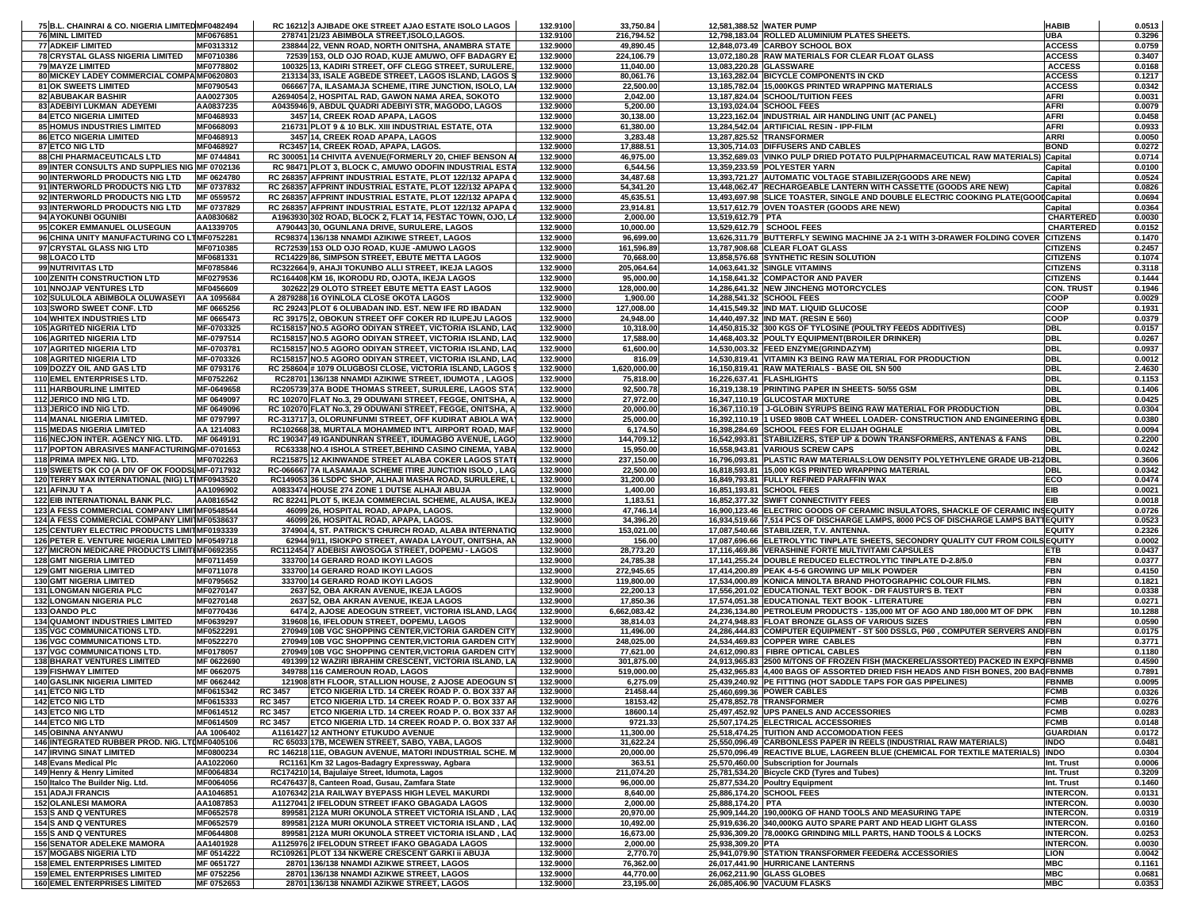| | | | | | | | | | |
|---|---|---|---|---|---|---|---|---|---|
| 75 | B.L. CHAINRAI & CO. NIGERIA LIMITED | MF0482494 | RC 16212 | 3 AJIBADE OKE STREET AJAO ESTATE ISOLO LAGOS | 132.9100 | 33,750.84 | 12,581,388.52 | WATER PUMP | HABIB | 0.0513 |
| 76 | MINL LIMITED | MF0676851 | 278741 | 21/23 ABIMBOLA STREET,ISOLO,LAGOS. | 132.9100 | 216,794.52 | 12,798,183.04 | ROLLED ALUMINIUM PLATES SHEETS. | UBA | 0.3296 |
| 77 | ADKEIF LIMITED | MF0313312 | 238844 | 22, VENN ROAD, NORTH ONITSHA, ANAMBRA STATE | 132.9000 | 49,890.45 | 12,848,073.49 | CARBOY SCHOOL BOX | ACCESS | 0.0759 |
| 78 | CRYSTAL GLASS NIGERIA LIMITED | MF0710386 | 72539 | 153, OLD OJO ROAD, KUJE AMUWO, OFF BADAGRY E | 132.9000 | 224,106.79 | 13,072,180.28 | RAW MATERIALS FOR CLEAR FLOAT GLASS | ACCESS | 0.3407 |
| 79 | MAYZE LIMITED | MF0778802 | 100325 | 13, KADIRI STREET, OFF CLEGG STREET, SURULERE, | 132.9000 | 11,040.00 | 13,083,220.28 | GLASSWARE | ACCESS | 0.0168 |
| 80 | MICKEY LADEY COMMERCIAL COMPA | MF0620803 | 213134 | 33, ISALE AGBEDE STREET, LAGOS ISLAND, LAGOS S | 132.9000 | 80,061.76 | 13,163,282.04 | BICYCLE COMPONENTS IN CKD | ACCESS | 0.1217 |
| 81 | OK SWEETS LIMITED | MF0790543 | 066667 | 7A, ILASAMAJA SCHEME, ITIRE JUNCTION, ISOLO, LA | 132.9000 | 22,500.00 | 13,185,782.04 | 15,000KGS PRINTED WRAPPING MATERIALS | ACCESS | 0.0342 |
| 82 | ABUBAKAR BASHIR | AA0027305 | A2694054 | 2, HOSPITAL RAD, GAWON NAMA AREA, SOKOTO | 132.9000 | 2,042.00 | 13,187,824.04 | SCHOOL/TUITION FEES | AFRI | 0.0031 |
| 83 | ADEBIYI LUKMAN ADEYEMI | AA0837235 | A0435946 | 9, ABDUL QUADRI ADEBIYI STR, MAGODO, LAGOS | 132.9000 | 5,200.00 | 13,193,024.04 | SCHOOL FEES | AFRI | 0.0079 |
| 84 | ETCO NIGERIA LIMITED | MF0468933 | 3457 | 14, CREEK ROAD APAPA, LAGOS | 132.9000 | 30,138.00 | 13,223,162.04 | INDUSTRIAL AIR HANDLING UNIT (AC PANEL) | AFRI | 0.0458 |
| 85 | HOMUS INDUSTRIES LIMITED | MF0668093 | 216731 | PLOT 9 & 10 BLK. XIII INDUSTRIAL ESTATE, OTA | 132.9000 | 61,380.00 | 13,284,542.04 | ARTIFICIAL RESIN - IPP-FILM | AFRI | 0.0933 |
| 86 | ETCO NIGERIA LIMITED | MF0468913 | 3457 | 14, CREEK ROAD APAPA, LAGOS | 132.9000 | 3,283.48 | 13,287,825.52 | TRANSFORMER | ARRI | 0.0050 |
| 87 | ETCO NIG LTD | MF0468927 | RC3457 | 14, CREEK ROAD, APAPA, LAGOS. | 132.9000 | 17,888.51 | 13,305,714.03 | DIFFUSERS AND CABLES | BOND | 0.0272 |
| 88 | CHI PHARMACEUTICALS LTD | MF 0744841 | RC 300051 | 14 CHIVITA AVENUE(FORMERLY 20, CHIEF BENSON A | 132.9000 | 46,975.00 | 13,352,689.03 | VINKO PULP DRIED POTATO PULP(PHARMACEUTICAL RAW MATERIALS) | Capital | 0.0714 |
| 89 | INTER CONSULTS AND SUPPLIES NIG | MF 0702136 | RC 98471 | PLOT 3, BLOCK C, AMUWO ODOFIN INDUSTRIAL ESTA | 132.9000 | 6,544.56 | 13,359,233.59 | POLYESTER YARN | Capital | 0.0100 |
| 90 | INTERWORLD PRODUCTS NIG LTD | MF 0624780 | RC 268357 | AFPRINT INDUSTRIAL ESTATE, PLOT 122/132 APAPA | 132.9000 | 34,487.68 | 13,393,721.27 | AUTOMATIC VOLTAGE STABILIZER(GOODS ARE NEW) | Capital | 0.0524 |
| 91 | INTERWORLD PRODUCTS NIG LTD | MF 0737832 | RC 268357 | AFPRINT INDUSTRIAL ESTATE, PLOT 122/132 APAPA | 132.9000 | 54,341.20 | 13,448,062.47 | RECHARGEABLE LANTERN WITH CASSETTE (GOODS ARE NEW) | Capital | 0.0826 |
| 92 | INTERWORLD PRODUCTS NIG LTD | MF 0559572 | RC 268357 | AFPRINT INDUSTRIAL ESTATE, PLOT 122/132 APAPA | 132.9000 | 45,635.51 | 13,493,697.98 | SLICE TOASTER, SINGLE AND DOUBLE ELECTRIC COOKING PLATE(GOO | Capital | 0.0694 |
| 93 | INTERWORLD PRODUCTS NIG LTD | MF 0737829 | RC 268357 | AFPRINT INDUSTRIAL ESTATE, PLOT 122/132 APAPA | 132.9000 | 23,914.81 | 13,517,612.79 | OVEN TOASTER (GOODS ARE NEW) | Capital | 0.0364 |
| 94 | AYOKUNBI OGUNIBI | AA0830682 | A1963930 | 302 ROAD, BLOCK 2, FLAT 14, FESTAC TOWN, OJO, L | 132.9000 | 2,000.00 | 13,519,612.79 | PTA | CHARTERED | 0.0030 |
| 95 | COKER EMMANUEL OLUSEGUN | AA1339705 | A790443 | 30, OGUNLANA DRIVE, SURULERE, LAGOS | 132.9000 | 10,000.00 | 13,529,612.79 | SCHOOL FEES | CHARTERED | 0.0152 |
| 96 | CHINA UNITY MANUFACTURING CO LT | MF0752281 | RC98374 | 136/138 NNAMDI AZIKIWE STREET, LAGOS | 132.9000 | 96,699.00 | 13,626,311.79 | BUTTERFLY SEWING MACHINE JA 2-1 WITH 3-DRAWER FOLDING COVER | CITIZENS | 0.1470 |
| 97 | CRYSTAL GLASS NIG LTD | MF0710385 | RC72539 | 153 OLD OJO ROAD, KUJE -AMUWO LAGOS | 132.9000 | 161,596.89 | 13,787,908.68 | CLEAR FLOAT GLASS | CITIZENS | 0.2457 |
| 98 | LOACO LTD | MF0681331 | RC14229 | 86, SIMPSON STREET, EBUTE METTA LAGOS | 132.9000 | 70,668.00 | 13,858,576.68 | SYNTHETIC RESIN SOLUTION | CITIZENS | 0.1074 |
| 99 | NUTRIVITAS LTD | MF0785846 | RC322664 | 9, AHAJI TOKUNBO ALLI STREET, IKEJA LAGOS | 132.9000 | 205,064.64 | 14,063,641.32 | SINGLE VITAMINS | CITIZENS | 0.3118 |
| 100 | ZENITH CONSTRUCTION LTD | MF0279536 | RC164408 | KM 16, IKORODU RD, OJOTA, IKEJA LAGOS | 132.9000 | 95,000.00 | 14,158,641.32 | COMPACTOR AND PAVER | CITIZENS | 0.1444 |
| 101 | NNOVO VENTURES LTD | MF0456609 | 302622 | 29 OLOTO STREET EBUTE METTA EAST LAGOS | 132.9000 | 128,000.00 | 14,286,641.32 | NEW JINCHENG MOTORCYCLES | CON. TRUST | 0.1946 |
| 102 | SULULOLA ABIMBOLA OLUWASEYI | AA 1095684 | A 2879288 | 16 OYINLOLA CLOSE OKOTA LAGOS | 132.9000 | 1,900.00 | 14,288,541.32 | SCHOOL FEES | COOP | 0.0029 |
| 103 | SWORD SWEET CONF. LTD | MF 0665256 | RC 29243 | PLOT 6 OLUBADAN IND. EST. NEW IFE RD IBADAN | 132.9000 | 127,008.00 | 14,415,549.32 | IND MAT. LIQUID GLUCOSE | COOP | 0.1931 |
| 104 | WHITEX INDUSTRIES LTD | MF 0665473 | RC 39175 | 2, OBOKUN STREET OFF COKER RD ILUPEJU LAGOS | 132.9000 | 24,948.00 | 14,440,497.32 | IND MAT. (RESIN E 560) | COOP | 0.0379 |
| 105 | AGRITED NIGERIA LTD | MF-0703325 | RC158157 | NO.5 AGORO ODIYAN STREET, VICTORIA ISLAND, LA | 132.9000 | 10,318.00 | 14,450,815.32 | 300 KGS OF TYLOSINE (POULTRY FEEDS ADDITIVES) | DBL | 0.0157 |
| 106 | AGRITED NIGERIA LTD | MF-0797514 | RC158157 | NO.5 AGORO ODIYAN STREET, VICTORIA ISLAND, LA | 132.9000 | 17,588.00 | 14,468,403.32 | POULTY EQUIPMENT(BROILER DRINKER) | DBL | 0.0267 |
| 107 | AGRITED NIGERIA LTD | MF-0703781 | RC158157 | NO.5 AGORO ODIYAN STREET, VICTORIA ISLAND, LA | 132.9000 | 61,600.00 | 14,530,003.32 | FEED ENZYME(GRINDAZYM) | DBL | 0.0937 |
| 108 | AGRITED NIGERIA LTD | MF-0703326 | RC158157 | NO.5 AGORO ODIYAN STREET, VICTORIA ISLAND, LA | 132.9000 | 816.09 | 14,530,819.41 | VITAMIN K3 BEING RAW MATERIAL FOR PRODUCTION | DBL | 0.0012 |
| 109 | DOZZY OIL AND GAS LTD | MF 0793176 | RC 258604 | # 1079 OLUGBOSI CLOSE, VICTORIA ISLAND, LAGOS | 132.9000 | 1,620,000.00 | 16,150,819.41 | RAW MATERIALS - BASE OIL SN 500 | DBL | 2.4630 |
| 110 | EMEL ENTERPRISES LTD. | MF0752262 | RC28701 | 136/138 NNAMDI AZIKWE STREET, IDUMOTA , LAGOS | 132.9000 | 75,818.00 | 16,226,637.41 | FLASHLIGHTS | DBL | 0.1153 |
| 111 | HARBOURLINE LIMITED | MF-0649658 | RC205739 | 37A BODE THOMAS STREET, SURULERE, LAGOS STA | 132.9000 | 92,500.78 | 16,319,138.19 | PRINTING PAPER IN SHEETS- 50/55 GSM | DBL | 0.1406 |
| 112 | JERICO IND NIG LTD. | MF 0649097 | RC 102070 | FLAT No.3, 29 ODUWANI STREET, FEGGE, ONITSHA, A | 132.9000 | 27,972.00 | 16,347,110.19 | GLUCOSTAR MIXTURE | DBL | 0.0425 |
| 113 | JERICO IND NIG LTD. | MF 0649096 | RC 102070 | FLAT No.3, 29 ODUWANI STREET, FEGGE, ONITSHA, A | 132.9000 | 20,000.00 | 16,367,110.19 | J-GLOBIN SYRUPS BEING RAW MATERIAL FOR PRODUCTION | DBL | 0.0304 |
| 114 | MANAL NIGERIA LIMITED. | MF 0797997 | RC-313717 | 3, OLORUNFUNMI STREET, OFF KUDIRAT ABIOLA WA | 132.9000 | 25,000.00 | 16,392,110.19 | 1 USED 980B CAT WHEEL LOADER- CONSTRUCTION AND ENGINEERING E | DBL | 0.0380 |
| 115 | MEDAS NIGERIA LIMITED | AA 1214083 | RC102668 | 38, MURTALA MOHAMMED INT'L AIRPORT ROAD, MAF | 132.9000 | 6,174.50 | 16,398,284.69 | SCHOOL FEES FOR ELIJAH OGHALE | DBL | 0.0094 |
| 116 | NECJON INTER. AGENCY NIG. LTD. | MF 0649191 | RC 190347 | 49 IGANDUNRAN STREET, IDUMAGBO AVENUE, LAGO | 132.9000 | 144,709.12 | 16,542,993.81 | STABILIZERS, STEP UP & DOWN TRANSFORMERS, ANTENAS & FANS | DBL | 0.2200 |
| 117 | POPTON ABRASIVES MANFACTURING | MF-0701653 | RC63338 | NO.4 ISHOLA STREET,BEHIND CASINO CINEMA, YABA | 132.9000 | 15,950.00 | 16,558,943.81 | VARIOUS SCREW CAPS | DBL | 0.0242 |
| 118 | PRIMA IMPEX NIG. LTD. | MF0702263 | RC215875 | 12 AKINWANDE STREET ALABA COKER LAGOS STAT | 132.9000 | 237,150.00 | 16,796,093.81 | PLASTIC RAW MATERIALS:LOW DENSITY POLYETHYLENE GRADE UB-212 | DBL | 0.3606 |
| 119 | SWEETS OK CO (A DIV OF OK FOODS | MF-0717932 | RC-066667 | 7A ILASAMAJA SCHEME ITIRE JUNCTION ISOLO , LAG | 132.9000 | 22,500.00 | 16,818,593.81 | 15,000 KGS PRINTED WRAPPING MATERIAL | DBL | 0.0342 |
| 120 | TERRY MAX INTERNATIONAL (NIG) LT | MF0943520 | RC149053 | 36 LSDPC SHOP, ALHAJI MASHA ROAD, SURULERE, L | 132.9000 | 31,200.00 | 16,849,793.81 | FULLY REFINED PARAFFIN WAX | ECO | 0.0474 |
| 121 | AFINJU T A | AA1096902 | A0833474 | HOUSE 274 ZONE 1 DUTSE ALHAJI ABUJA | 132.9000 | 1,400.00 | 16,851,193.81 | SCHOOL FEES | EIB | 0.0021 |
| 122 | EIB INTERNATIONAL BANK PLC. | AA0816542 | RC 82241 | PLOT 5, IKEJA COMMERCIAL SCHEME, ALAUSA, IKEJ | 132.9000 | 1,183.51 | 16,852,377.32 | SWIFT CONNECTIVITY FEES | EIB | 0.0018 |
| 123 | A FESS COMMERCIAL COMPANY LIMI | MF0548544 | 46099 | 26, HOSPITAL ROAD, APAPA, LAGOS. | 132.9000 | 47,746.14 | 16,900,123.46 | ELECTRIC GOODS OF CERAMIC INSULATORS, SHACKLE OF CERAMIC INS | EQUITY | 0.0726 |
| 124 | A FESS COMMERCIAL COMPANY LIMI | MF0538637 | 46099 | 26, HOSPITAL ROAD, APAPA, LAGOS. | 132.9000 | 34,396.20 | 16,934,519.66 | 7,514 PCS OF DISCHARGE LAMPS, 8000 PCS OF DISCHARGE LAMPS BAT | EQUITY | 0.0523 |
| 125 | CENTURY ELECTRIC PRODUCTS LIMI | MF0193339 | 374904 | 4, ST. PATRICK'S CHURCH ROAD, ALABA INTERNATIO | 132.9000 | 153,021.00 | 17,087,540.66 | STABILIZER, T.V. ANTENNA. | EQUITY | 0.2326 |
| 126 | PETER E. VENTURE NIGERIA LIMITED | MF0549718 | 62944 | 9/11, ISIOKPO STREET, AWADA LAYOUT, ONITSHA, AN | 132.9000 | 156.00 | 17,087,696.66 | ELETROLYTIC TINPLATE SHEETS, SECONDRY QUALITY CUT FROM COILS | EQUITY | 0.0002 |
| 127 | MICRON MEDICARE PRODUCTS LIMIT | MF0692355 | RC112454 | 7 ADEBISI AWOSOGA STREET, DOPEMU - LAGOS | 132.9000 | 28,773.20 | 17,116,469.86 | VERASHINE FORTE MULTIVITAMI CAPSULES | ETB | 0.0437 |
| 128 | GMT NIGERIA LIMITED | MF0711459 | 333700 | 14 GERARD ROAD IKOYI LAGOS | 132.9000 | 24,785.38 | 17,141,255.24 | DOUBLE REDUCED ELECTROLYTIC TINPLATE D-2.8/5.0 | FBN | 0.0377 |
| 129 | GMT NIGERIA LIMITED | MF0711078 | 333700 | 14 GERARD ROAD IKOYI LAGOS | 132.9000 | 272,945.65 | 17,414,200.89 | PEAK 4-5-6 GROWING UP MILK POWDER | FBN | 0.4150 |
| 130 | GMT NIGERIA LIMITED | MF0795652 | 333700 | 14 GERARD ROAD IKOYI LAGOS | 132.9000 | 119,800.00 | 17,534,000.89 | KONICA MINOLTA BRAND PHOTOGRAPHIC COLOUR FILMS. | FBN | 0.1821 |
| 131 | LONGMAN NIGERIA PLC | MF0270147 | 2637 | 52, OBA AKRAN AVENUE, IKEJA LAGOS | 132.9000 | 22,200.13 | 17,556,201.02 | EDUCATIONAL TEXT BOOK - DR FAUSTUR'S B. TEXT | FBN | 0.0338 |
| 132 | LONGMAN NIGERIA PLC | MF0270148 | 2637 | 52, OBA AKRAN AVENUE, IKEJA LAGOS | 132.9000 | 17,850.36 | 17,574,051.38 | EDUCATIONAL TEXT BOOK - LITERATURE | FBN | 0.0271 |
| 133 | OANDO PLC | MF0770436 | 6474 | 2, AJOSE ADEOGUN STREET, VICTORIA ISLAND, LAG | 132.9000 | 6,662,083.42 | 24,236,134.80 | PETROLEUM PRODUCTS - 135,000 MT OF AGO AND 180,000 MT OF DPK | FBN | 10.1288 |
| 134 | QUAMONT INDUSTRIES LIMITED | MF0639297 | 319608 | 16, IFELODUN STREET, DOPEMU, LAGOS | 132.9000 | 38,814.03 | 24,274,948.83 | FLOAT BRONZE GLASS OF VARIOUS SIZES | FBN | 0.0590 |
| 135 | VGC COMMUNICATIONS LTD. | MF0522291 | 270949 | 10B VGC SHOPPING CENTER,VICTORIA GARDEN CITY | 132.9000 | 11,496.00 | 24,286,444.83 | COMPUTER EQUIPMENT - ST 500 DSSLG, P60 , COMPUTER SERVERS AND | FBN | 0.0175 |
| 136 | VGC COMMUNICATIONS LTD. | MF0522270 | 270949 | 10B VGC SHOPPING CENTER,VICTORIA GARDEN CITY | 132.9000 | 248,025.00 | 24,534,469.83 | COPPER WIRE CABLES | FBN | 0.3771 |
| 137 | VGC COMMUNICATIONS LTD. | MF0178057 | 270949 | 10B VGC SHOPPING CENTER,VICTORIA GARDEN CITY | 132.9000 | 77,621.00 | 24,612,090.83 | FIBRE OPTICAL CABLES | FBN | 0.1180 |
| 138 | BHARAT VENTURES LIMITED | MF 0622690 | 491399 | 12 WAZIRI IBRAHIM CRESCENT, VICTORIA ISLAND, LA | 132.9000 | 301,875.00 | 24,913,965.83 | 2500 M/TONS OF FROZEN FISH (MACKEREL/ASSORTED) PACKED IN EXPO | FBNMB | 0.4590 |
| 139 | FISHWAY LIMITED | MF 0662075 | 349788 | 116 CAMEROUN ROAD, LAGOS | 132.9000 | 519,000.00 | 25,432,965.83 | 4,400 BAGS OF ASSORTED DRIED FISH HEADS AND FISH BONES, 200 BA | FBNMB | 0.7891 |
| 140 | GASLINK NIGERIA LIMITED | MF 0662442 | 121908 | 8TH FLOOR, STALLION HOUSE, 2 AJOSE ADEOGUN S | 132.9000 | 6,275.09 | 25,439,240.92 | PE FITTING (HOT SADDLE TAPS FOR GAS PIPELINES) | FBNMB | 0.0095 |
| 141 | ETCO NIG LTD | MF0615342 | RC 3457 | ETCO NIGERIA LTD. 14 CREEK ROAD P. O. BOX 337 AF | 132.9000 | 21458.44 | 25,460,699.36 | POWER CABLES | FCMB | 0.0326 |
| 142 | ETCO NIG LTD | MF0615333 | RC 3457 | ETCO NIGERIA LTD. 14 CREEK ROAD P. O. BOX 337 AF | 132.9000 | 18153.42 | 25,478,852.78 | TRANSFORMER | FCMB | 0.0276 |
| 143 | ETCO NIG LTD | MF0614512 | RC 3457 | ETCO NIGERIA LTD. 14 CREEK ROAD P. O. BOX 337 AF | 132.9000 | 18600.14 | 25,497,452.92 | UPS PANELS AND ACCESSORIES | FCMB | 0.0283 |
| 144 | ETCO NIG LTD | MF0614509 | RC 3457 | ETCO NIGERIA LTD. 14 CREEK ROAD P. O. BOX 337 AF | 132.9000 | 9721.33 | 25,507,174.25 | ELECTRICAL ACCESSORIES | FCMB | 0.0148 |
| 145 | OBINNA ANYANWU | AA 1006402 | A1161427 | 12 ANTHONY ETUKUDO AVENUE | 132.9000 | 11,300.00 | 25,518,474.25 | TUITION AND ACCOMODATION FEES | GUARDIAN | 0.0172 |
| 146 | INTEGRATED RUBBER PROD. NIG. LT | MF0405106 | RC 65033 | 17B, MCEWEN STREET, SABO, YABA, LAGOS | 132.9000 | 31,622.24 | 25,550,096.49 | CARBONLESS PAPER IN REELS (INDUSTRIAL RAW MATERIALS) | INDO | 0.0481 |
| 147 | IRVING SINAT LIMITED | MF0800234 | RC 146218 | 11E, OBAGUN AVENUE, MATORI INDUSTRIAL SCHE. M | 132.9000 | 20,000.00 | 25,570,096.49 | REACTIVE BLUE, LAGREEN BLUE (CHEMICAL FOR TEXTILE MATERIALS) | INDO | 0.0304 |
| 148 | Evans Medical Plc | AA1022060 | RC1161 | Km 32 Lagos-Badagry Expressway, Agbara | 132.9000 | 363.51 | 25,570,460.00 | Subscription for Journals | Int. Trust | 0.0006 |
| 149 | Henry & Henry Limited | MF0064834 | RC174210 | 14, Bajulaiye Street, Idumota, Lagos | 132.9000 | 211,074.20 | 25,781,534.20 | Bicycle CKD (Tyres and Tubes) | Int. Trust | 0.3209 |
| 150 | Italco The Builder Nig. Ltd. | MF0064056 | RC476437 | 8, Canteen Road, Gusau, Zamfara State | 132.9000 | 96,000.00 | 25,877,534.20 | Poultry Equipment | Int. Trust | 0.1460 |
| 151 | ADAJI FRANCIS | AA1046851 | A1076342 | 21A RAILWAY BYEPASS HIGH LEVEL MAKURDI | 132.9000 | 8,640.00 | 25,886,174.20 | SCHOOL FEES | INTERCON. | 0.0131 |
| 152 | OLANLESI MAMORA | AA1087853 | A1127041 | 2 IFELODUN STREET IFAKO GBAGADA LAGOS | 132.9000 | 2,000.00 | 25,888,174.20 | PTA | INTERCON. | 0.0030 |
| 153 | S AND Q VENTURES | MF0652578 | 899581 | 212A MURI OKUNOLA STREET VICTORIA ISLAND , LA | 132.9000 | 20,970.00 | 25,909,144.20 | 190,000KG OF HAND TOOLS AND MEASURING TAPE | INTERCON. | 0.0319 |
| 154 | S AND Q VENTURES | MF0652579 | 899581 | 212A MURI OKUNOLA STREET VICTORIA ISLAND , LA | 132.9000 | 10,492.00 | 25,919,636.20 | 340,000KG AUTO SPARE PART AND HEAD LIGHT GLASS | INTERCON. | 0.0160 |
| 155 | S AND Q VENTURES | MF0644808 | 899581 | 212A MURI OKUNOLA STREET VICTORIA ISLAND , LA | 132.9000 | 16,673.00 | 25,936,309.20 | 78,000KG GRINDING MILL PARTS, HAND TOOLS & LOCKS | INTERCON. | 0.0253 |
| 156 | SENATOR ADELEKE MAMORA | AA1401928 | A1125976 | 2 IFELODUN STREET IFAKO GBAGADA LAGOS | 132.9000 | 2,000.00 | 25,938,309.20 | PTA | INTERCON. | 0.0030 |
| 157 | MOGABS NIGERIA LTD | MF 0514222 | RC109261 | PLOT 134 NKWERE CRESCENT GARKI ii ABUJA | 132.9000 | 2,770.70 | 25,941,079.90 | STATION TRANSFORMER FEEDER& ACCESSORIES | LION | 0.0042 |
| 158 | EMEL ENTERPRISES LIMITED | MF 0651727 | 28701 | 136/138 NNAMDI AZIKWE STREET, LAGOS | 132.9000 | 76,362.00 | 26,017,441.90 | HURRICANE LANTERNS | MBC | 0.1161 |
| 159 | EMEL ENTERPRISES LIMITED | MF 0752256 | 28701 | 136/138 NNAMDI AZIKWE STREET, LAGOS | 132.9000 | 44,770.00 | 26,062,211.90 | GLASS GLOBES | MBC | 0.0681 |
| 160 | EMEL ENTERPRISES LIMITED | MF 0752653 | 28701 | 136/138 NNAMDI AZIKWE STREET, LAGOS | 132.9000 | 23,195.00 | 26,085,406.90 | VACUUM FLASKS | MBC | 0.0353 |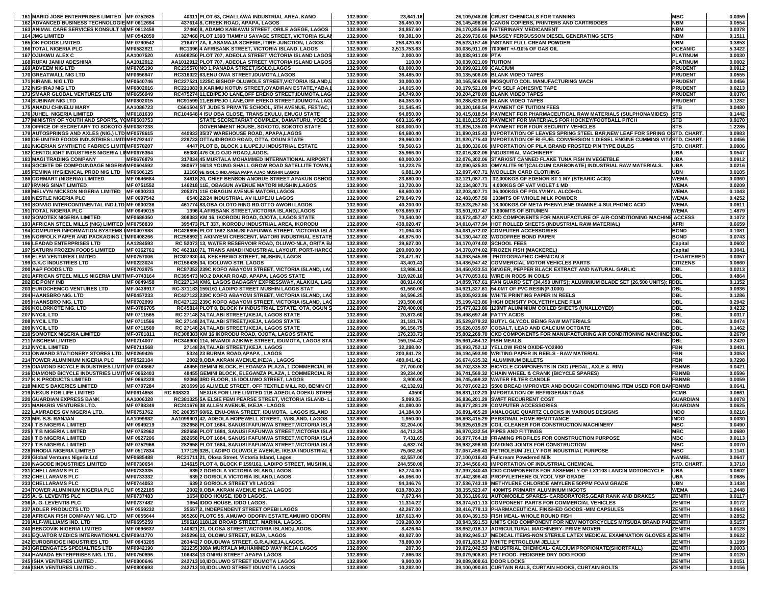| | | | | | | | | | |
|---|---|---|---|---|---|---|---|---|---|
| 161 | MARIO JOSE ENTERPRISES LIMITED | MF 0752625 | 40311 PLOT 63, CHALLAWA INDUSTRIAL AREA, KANO | 132.9000 | 23,641.16 | 26,109,048.06 | CRUST CHEMICALS FOR TANNING | MBC | 0.0359 |
| 162 | ADVANCED BUSINESS TECHNOLOGIE | MF 0612694 | 437614 8, CREEK ROAD, APAPA, LAGOS | 132.9000 | 36,450.00 | 26,145,498.06 | CANON COPIERS, PRINTERS AND CARTRIDGES | NBM | 0.0554 |
| 163 | ANIMAL CARE SERVICES KONSULT NI | MF 0612458 | 37460 8, ADAMO KABIAWU STREET, ORILE AGEGE, LAGOS | 132.9000 | 24,857.60 | 26,170,355.66 | VETERINARY MEDICAMENT | NBM | 0.0378 |
| 164 | JMG LIMITED | MF 0542859 | 327468 PLOT 1393 TIAMIYU SAVAGE STREET, VICTORIA ISLAN | 132.9000 | 99,381.00 | 26,269,736.66 | MASSEY FERGUSSON DIESEL GENERATING SETS | NBM | 0.1511 |
| 165 | OK FOODS LIMITED | MF 0790542 | 216477 7A, ILASAMAJA SCHEME, ITIRE JUNCTION, LAGOS | 132.9000 | 253,420.80 | 26,523,157.46 | INSTANT FULL CREAM POWDER | NBM | 0.3853 |
| 166 | TOTAL NIGERIA PLC | MF0582921 | RC1396 4 AFRIBANK STREET, VICTORIA ISLAND, LAGOS | 132.9000 | 3,513,753.63 | 30,036,911.09 | 7000MT +/-10% OF GAS OIL | OCEANIC | 5.3422 |
| 167 | OJUKWU ALEX C | AA1007520 | A1608250 PLOT 707, ADEOLA STREET VICTORIA ISLAND LAGOS | 132.9000 | 2,000.00 | 30,038,911.09 | PTA | PLATINUM | 0.0030 |
| 168 | RUFAI JAMIU ADESHINA | AA1012912 | AA1012912 PLOT 707, ADEOLA STREET VICTORIA ISLAND LAGOS | 132.9000 | 110.00 | 30,039,021.09 | TUITION | PLATINUM | 0.0002 |
| 169 | ADVEEM NIG LTD | MF0785190 | RC235570 NO 1,PANADA STREET,ISOLO,LAGOS | 132.9000 | 60,000.00 | 30,099,021.09 | CALCIUM | PRUDENT | 0.0912 |
| 170 | GREATWALL NIG LTD | MF0656947 | RC316022 63,ENU OWA STREET,IDUMOTA,LAGOS | 132.9000 | 36,485.00 | 30,135,506.09 | BLANK VIDEO TAPES | PRUDENT | 0.0555 |
| 171 | KIRANIL NIG LTD | MF0640746 | RC227521 1225C,BISHOP OLUWOLE STREET,VICTORIA ISLAND,L | 132.9000 | 30,000.00 | 30,165,506.09 | MOSQUITO COIL MANUFACTURING MACH | PRUDENT | 0.0456 |
| 172 | NISHRAJ NIG LTD | MF0802016 | RC221083 9,KARIMU KOTUN STREET,OYADIRAN ESTATE,YABA,L | 132.9000 | 14,015.00 | 30,179,521.09 | PVC SELF ADHESIVE TAPE | PRUDENT | 0.0213 |
| 173 | SMAAR GLOBAL VENTURES LTD | MF0656949 | RC475274 11,EBIPEJO LANE,OFF EREKO STREET,IDUMOTA,LAG | 132.9000 | 24,749.00 | 30,204,270.09 | BLANK VIDEO TAPES | PRUDENT | 0.0376 |
| 174 | SUBINAR NIG LTD | MF0802015 | RC91599 11,EBIPEJO LANE,OFF EREKO STREET,IDUMOTA,LAG | 132.9000 | 84,353.00 | 30,288,623.09 | BLANK VIDEO TAPES | PRUDENT | 0.1282 |
| 175 | ANADU CHINELU MARY | AA1086723 | C661504 ST JUDE'S PRIVATE SCHOOL, 5TH AVENUE, FESTAC, | 132.9000 | 31,545.45 | 30,320,168.54 | PAYMENT OF TUITION FEES | STB | 0.0480 |
| 176 | JUHEL NIGERIA LIMITED | MF0181639 | RC104648 4 ISU OBA CLOSE, TRANS EKULU, ENUGU STATE | 132.9000 | 94,850.00 | 30,415,018.54 | PAYMENT FOR PHARMACEUTICAL RAW MATERIALS (SULPHONAMIDES) | STB | 0.1442 |
| 177 | MINISTRY OF YOUTH AND SPORTS, YO | MF0503753 | STATE SECRETARIAT COMPLEX, DAMATURU, YOBE S | 132.9000 | 603,116.49 | 31,018,135.03 | PAYMENT FOR MATERIALS FOR HOCKEY/FOOTBALL PITCH | STB | 0.9170 |
| 178 | OFFICE OF SECRETARY TO SOKOTO S | MF0387238 | GOVERNMENT HOUSE, SOKOTO, SOKOTO STATE | 132.9000 | 808,000.00 | 31,826,135.03 | PAYMENT FOR FOUR SECURITY VEHICLES | STB | 1.2285 |
| 179 | AUTOSPRINGS AND AXLES (NIG.) LTD | MF0578615 | 440933 35/37 WAREHOUSE ROAD, APAPA,LAGOS | 132.9000 | 64,680.40 | 31,890,815.43 | IMPORTATION OF LEAVES SPRING STEEL BAR,NEW LEAF FOR SPRING O | STD. CHART. | 0.0983 |
| 180 | DE-UNITED FOODS INDUSTRIES LIMIT | MF0792447 | 229723 OTTA/IDIROKO ROAD, OTTA, OGUN STATE | 132.9000 | 29,960.00 | 31,920,775.43 | IMPORTATION OF BI-FUEL CONVERSION 1 DIESEL ENGINE CUMMINS VITA | STD. CHART. | 0.0456 |
| 181 | NIGERIAN SYNTHETIC FABRICS LIMIT | MF0578207 | 4447 PLOT B, BLOCK 1 ILUPEJU INDUSTRIAL ESTATE | 132.9000 | 59,560.63 | 31,980,336.06 | IMPORTATION OF PILA BRAND FROSTED PIN TYPE BULBS | STD. CHART. | 0.0906 |
| 182 | CENTOLIGHT INDUSTRIES NIGERIA LIM | MF0676364 | 65080 476 OLD OJO ROAD,LAGOS. | 132.9000 | 35,966.00 | 32,016,302.06 | INDUSTRIAL MACHINERY | UBA | 0.0547 |
| 183 | MAGI TRADING COMPANY | MF0676879 | 317834 45 MURTALA MOHAMMED INTERNATIONAL AIRPORT | 132.9000 | 60,000.00 | 32,076,302.06 | STARKIST CANNED FLAKE TUNA FISH IN VEGETBLE | UBA | 0.0912 |
| 184 | SOCIETE DE COMPOUNDAGE NIGERIA | MF0604592 | 360677 16/18 YOUNG SHALL GROW ROAD SATELLITE TOWN,L | 132.9000 | 14,223.75 | 32,090,525.81 | OMYALITE 90T(CALCIUM CARBONATE) INDUSTRIAL RAW MATERIALS. | UBA | 0.0216 |
| 185 | FEMINA HYGIENICAL PROD NIG LTD | MF0606125 | 11160 9E ISOLO IND.AREA PAPA AJAO MUSHIN LAGOS | 132.9000 | 6,881.90 | 32,097,407.71 | WOOLLEN CARD CLOTHING | UBN | 0.0105 |
| 186 | CORMART (NIGERIA) LIMITED | MF 0646684 | 34618 20, CHIEF BENSON ANORUE STREET APAKUN OSHOD | 132.9000 | 23,680.00 | 32,121,087.71 | 32,000KGS OF EDENOR ST 1 MY (STEARIC ACID) | WEMA | 0.0360 |
| 187 | IRVING SINAT LIMITED | MF 0751552 | 146218 11E, OBAGUN AVENUE MATORI MUSHIN,LAGOS | 132.9000 | 13,720.00 | 32,134,807.71 | 4,000KGS OF VAT VIOLET 1 MD | WEMA | 0.0209 |
| 188 | MELVYN NICKSON NIGERIA LIMITED | MF 0800233 | 205371 11E OBAGUN AVENUE MATORI,LAGOS | 132.9000 | 68,600.00 | 32,203,407.71 | 36,000KGS OF POLYVINYL ALCOHOL | WEMA | 0.1043 |
| 189 | NESTLE NIGERIA PLC | MF 0697542 | 6540 22/24 INDUSTRIAL AV ILUPEJU LAGOS | 132.9000 | 279,649.79 | 32,483,057.50 | 133MTS OF WHOLE MILK POWDER | WEMA | 0.4252 |
| 190 | SONVIG INTERCONTINENTAL IND.LTD | MF 0800236 | 461774 83,OBA OLOTO RING RD.OTTO AWORI LAGOS | 132.9000 | 40,200.00 | 32,523,257.50 | 18,000KGS OF META PHENYLENE DIAMINE-4-SULPHONIC ACID | WEMA | 0.0611 |
| 191 | TOTAL NIGERIA PLC | MF 0949015 | 1396 4,AFRIBANK STREET,VICTORIA ISLAND,LAGOS | 132.9000 | 978,659.97 | 33,501,917.47 | 3,800MTS OF BITUMEN | WEMA | 1.4879 |
| 192 | SOMOTEX NIGERIA LIMITED | MF0686350 | 308383 KM 16, IKORODU ROAD, OJOTA, LAGOS STATE | 132.8900 | 70,540.00 | 33,572,457.47 | CKD COMPONENTS FOR MANUFACTURE OF AIR-CONDITIONING MACHINE | ACCESS | 0.1072 |
| 193 | AFRICAN STEEL MILLS (NIG) LIMITED | MF0758839 | 395473 PLT 337, IKORODU INDUSTRIAL AREA, IKORODU | 132.8900 | 438,020.47 | 34,010,477.94 | HOT ROLLED SHEETS (INDUSTRIAL RAW MATERIAL) | AFRI | 0.6659 |
| 194 | COMPUTER INFORMATION SYSTEMS L | MF0407988 | RC426895 PLOT 1682 SANUSI FAFUNWA STREET, VICTORIA ISLA | 132.8900 | 71,094.08 | 34,081,572.02 | COMPUTER ACCESSORIES | BOND | 0.1081 |
| 195 | NORFOLK PAPER AND PACKAGING LT | MF0408266 | RC258892 1 AKINYEMI CRESCENT, MATORI INDUSTRIAL ESTATE | 132.8900 | 48,875.00 | 34,130,447.02 | WOODFREE BOND PAPER | BOND | 0.0743 |
| 196 | LEADAD ENTERPRISES LTD | AA1284593 | RC 52073 13, WATER RESERVOIR ROAD, OLUWO-NLA, ORITA B | 132.8900 | 39,627.00 | 34,170,074.02 | SCHOOL FEES | Capital | 0.0602 |
| 197 | SATURN FROZEN FOODS LIMITED | MF 0362761 | RC 462310 71, TRANS AMADI INDUSTRIAL LAYOUT, PORT-HARCO | 132.8900 | 200,000.00 | 34,370,074.02 | FROZEN FISH (MACKEREL) | Capital | 0.3041 |
| 198 | ELEM VENTURES LIMITED | MF0757006 | RC307930 44, KEKEREWO STREET, MUSHIN, LAGOS | 132.8900 | 23,471.97 | 34,393,545.99 | PHOTOGRAPHIC CHEMICALS | CHARTERED | 0.0357 |
| 199 | G.K.C INDUSTRIES LTD | MF0223024 | RC158435 34, IDOLUWO STR, LAGOS | 132.8900 | 43,401.43 | 34,436,947.42 | COMMERCIAL MOTOR VEHICLES PARTS | CITIZENS | 0.0660 |
| 200 | A&P FOODS LTD | MF0702975 | RC87352 239C KOFO ABAYOMI STREET, VICTORIA ISLAND, LAG | 132.8900 | 13,986.10 | 34,450,933.51 | GINGER, PEPPER BLACK EXTRACT AND NATURAL GARLIC | DBL | 0.0213 |
| 201 | AFRICAN STEEL MILLS NIGERIA LIMIT | MF-0743164 | RC395473 NO.2 DAKAR ROAD, APAPA, LAGOS STATE | 132.8900 | 319,920.10 | 34,770,853.61 | WIRE IN RODS IN COILS | DBL | 0.4864 |
| 202 | DE PONY IND | MF 0649458 | RC227134 KM6, LAGOS BADAGRY EXPRESSWAY, ALAKIJA, LAG | 132.8900 | 88,914.00 | 34,859,767.61 | FAN GUARD SET (34,450 UNITS); ALUMINIUM BLADE SET (26,500 UNITS); F | DBL | 0.1352 |
| 203 | EUROCHEMCO VENTURES LTD | MF-0438917 | RC-371183 159/161 LADIPO STREET MUSHIN LAGOS STAT | 132.8900 | 61,560.00 | 34,921,327.61 | 54.0MT OF PVC RESIN(P-1000) | DBL | 0.0936 |
| 204 | HAANSBRO NIG. LTD | MF0457233 | RC427122 239C KOFO ABAYOMI STREET, VICTORIA ISLAND, LAG | 132.8900 | 84,596.25 | 35,005,923.86 | WHITE PRINTING PAPER IN REELS | DBL | 0.1286 |
| 205 | HAANSBRO NIG. LTD | MF0702999 | RC427122 239C KOFO ABAYOMI STREET, VICTORIA ISLAND, LAG | 132.8900 | 193,500.00 | 35,199,423.86 | HIGH DENSITY POLYETHYLENE FILM | DBL | 0.2942 |
| 206 | KOLORKOTE NIG. LTD | MF-0786705 | RC45814 PLOT 8, BLOCK IV INDUSTRIAL ESTATE, OTA, OGUN S | 132.8900 | 278,400.00 | 35,477,823.86 | 120MT ALUMINIUM COILED SHEETS (UNALLOYED) | DBL | 0.4232 |
| 207 | NYCIL LTD | MF 0711565 | RC 27148 24,TALABI STREET,IKEJA, LAGOS STATE | 132.8900 | 20,873.60 | 35,498,697.46 | FATTY ACIDS | DBL | 0.0317 |
| 208 | NYCIL LTD | MF 0711566 | RC 27148 24,TALABI STREET,IKEJA, LAGOS STATE | 132.8900 | 31,181.76 | 35,529,879.22 | BUTYL GLYCOL BEING RAW MATERIALS | DBL | 0.0474 |
| 209 | NYCIL LTD | MF 0711569 | RC 27148 24,TALABI STREET,IKEJA, LAGOS STATE | 132.8900 | 96,156.75 | 35,626,035.97 | COBALT, LEAD AND CALCIUM OCTOATE | DBL | 0.1462 |
| 210 | SOMOTEX NIGERIA LIMITED | MF-0701811 | RC308383 KM 16 IKORODU ROAD, OJOTA, LAGOS STATE | 132.8900 | 176,233.73 | 35,802,269.70 | CKD COMPONENTS FOR MANUFACTURING AIR CONDITIONING MACHINES | DBL | 0.2679 |
| 211 | VISCHEM LIMITED | MF0714007 | RC348900 114, NNAMDI AZIKIWE STREET, IDUMOTA, LAGOS STA | 132.8900 | 159,194.42 | 35,961,464.12 | FISH MEALS | DBL | 0.2420 |
| 212 | NYCIL LIMITED | MF0711568 | 27148 24,TALABI STREET,IKEJA ,LAGOS | 132.8900 | 32,288.00 | 35,993,752.12 | YELLOW IRON OXIDE-YO2900 | FBN | 0.0491 |
| 213 | ONWARD STATIONERY STORES LTD. | MF0269426 | 5324 23 BURMA ROAD,APAPA , LAGOS | 132.8900 | 200,841.78 | 36,194,593.90 | WRITING PAPER IN REELS - RAW MATERIAL | FBN | 0.3053 |
| 214 | TOWER ALUMINIUM NIGERIA PLC | MF0522184 | 2002 9,OBA AKRAN AVENUE,IKEJA , LAGOS | 132.8900 | 480,041.42 | 36,674,635.32 | ALUMINIUM BILLETS | FBN | 0.7298 |
| 215 | DIAMOND BICYCLE INDUSTRIES LIMIT | MF 0743667 | 48455 GEMINI BLOCK, ELEGANZA PLAZA, 1 COMMERCIAL R | 132.8900 | 27,700.00 | 36,702,335.32 | BICYCLE COMPONENTS IN CKD (PEDAL, AXLE & RIM) | FBNMB | 0.0421 |
| 216 | DIAMOND BICYCLE INDUSTRIES LIMIT | MF 0662403 | 48455 GEMINI BLOCK, ELEGANZA PLAZA, 1 COMMERCIAL R | 132.8900 | 39,234.00 | 36,741,569.32 | CHAIN WHEEL & CRANK (BICYCLE SPARES) | FBNMB | 0.0596 |
| 217 | K K PRODUCTS LIMITED | MF 0662328 | 92068 3RD FLOOR, 15 IDOLUWO STREET, LAGOS | 132.8900 | 3,900.00 | 36,745,469.32 | WATER FILTER CANDLE | FBNMB | 0.0059 |
| 218 | MIKE'S BAKERIES LIMITED | MF 0707284 | 203699 16 ALIMELE STREET, OFF TEXTILE MILL RD, BENIN CI | 132.8900 | 42,132.91 | 36,787,602.23 | S500 BREAD IMPROVER AND DOUGH CONDITIONING ITEM USED FOR BAK | FBNMB | 0.0641 |
| 219 | NEXUS FOR LIFE LIMITED | MF0614858 | RC 608323 NEXUS FOR LIFE LIMITED 11B ADEOLA ODEKU STREE | 132.8900 | 43500 | 36,831,102.23 | IMPORTATION OF REFRIGERANT GAS | FCMB | 0.0661 |
| 220 | GUARDIAN EXPRESS BANK | AA1006328 | RC381325 5A ELSIE FEMI PEARSE STREET, VICTORIA ISLAND- L | 132.8900 | 5,099.05 | 36,836,201.29 | SWIFT RECURRENT COST | GUARDIAN | 0.0078 |
| 221 | MANKRIS VENTURES LTD. | MF 0788349 | RC241676 38 ALLEN AVENUE, IKEJA - LAGOS | 132.8900 | 41,080.00 | 36,877,281.29 | COMPUTER ACCESSORIES | GUARDIAN | 0.0625 |
| 222 | LAMRADES GV NIGERIA LTD. | MF0751762 | RC 206357 60/62, ENU-OWA STREET, IDUMOTA, LAGOS ISLAND | 132.8900 | 14,184.00 | 36,891,465.29 | ANALOGUE QUARTZ CLOCKS IN VARIOUS DESIGNS | INDO | 0.0216 |
| 223 | MR. S.S. RANJAN | AA1099932 | AA1099901 42, ADEOLA HOPEWELL STREET, V/ISLAND, LAGOS | 132.8900 | 1,950.00 | 36,893,415.29 | PERSONAL HOME REMITTANCE | INDO | 0.0030 |
| 224 | I T B NIGERIA LIMITED | MF 0949219 | 282658 PLOT 1684, SANUSI FAFUNWA STREET,VICTORIA ISLA | 132.8900 | 32,204.00 | 36,925,619.29 | COIL CLEANER FOR CONSTRUCTION MACHINERY | MBC | 0.0490 |
| 225 | I T B NIGERIA LIMITED | MF 0752962 | 282658 PLOT 1684, SANUSI FAFUNWA STREET,VICTORIA ISLA | 132.8900 | 44,713.25 | 36,970,332.54 | PIPES AND FITTINGS | MBC | 0.0680 |
| 226 | I T B NIGERIA LIMITED | MF 0927206 | 282658 PLOT 1684, SANUSI FAFUNWA STREET,VICTORIA ISLA | 132.8900 | 7,431.65 | 36,977,764.19 | FRAMING PROFILES FOR CONSTRUCTION PURPOSE | MBC | 0.0113 |
| 227 | I T B NIGERIA LIMITED | MF 0752966 | 282658 PLOT 1684, SANUSI FAFUNWA STREET,VICTORIA ISLA | 132.8900 | 4,632.74 | 36,982,396.93 | DIVIDING JOINTS FOR CONSTRUCTION | MBC | 0.0070 |
| 228 | RHODIA NIGERIA LIMITED | MF 0517834 | 177129 32B, LADIPO OLUWOLE AVENUE, IKEJA INDUSTRIAL E | 132.8900 | 75,062.50 | 37,057,459.43 | PETROLEUM JELLY FOR INDUSTRIAL PURPOSE | MBC | 0.1141 |
| 229 | Global Ventures Nigeria Ltd | MF0685488 | RC21711 21, Olosa Street, Victoria Island, Lagos | 132.8900 | 42,557.00 | 37,100,016.43 | Fullcream Powdered Milk | NAMBL | 0.0647 |
| 230 | NAGODE INDUSTRIES LIMITED | MF0730654 | 134615 PLOT 4, BLOCK F 159/161, LADIPO STREET, MUSHIN, L | 132.8900 | 244,550.00 | 37,344,566.43 | IMPORTATION OF INDUSTRIAL CHEMICAL | STD. CHART. | 0.3718 |
| 231 | CHELLARAMS PLC | MF0733335 | 639 2 GORIOLA VICTORIA ISLAND,LAGOS | 132.8900 | 52,774.00 | 37,397,340.43 | CKD COMPONENTS FOR ASSEMBLY OF LX1103 LANCIN MOTORCYCLE | UBA | 0.0802 |
| 232 | CHELLARAMS PLC | MF0733332 | 639 2 GORIOLA VICTORIA ISLAND,LAGOS | 132.8900 | 45,056.00 | 37,442,396.43 | PROPYLETHENE GLYCOL VSP GRADE | UBA | 0.0685 |
| 233 | CHELLARAMS PLC | MF0744053 | 639 2 GORIOLA STREET V/I LAGOS | 132.8900 | 94,346.76 | 37,536,743.19 | METHYLENE CHLORIDE AMYLENE 50PPM FOAM GRADE | UBN | 0.1434 |
| 234 | TOWER ALUMINIUM NIGERIA PLC | MF 0522185 | 2002 9,OBA AKRAN AVENUE IKEJA LAGOS | 132.8900 | 818,780.28 | 38,355,523.47 | 400MTS PRIMARY ALUMINIUM INGOTS | WEMA | 1.2448 |
| 235 | A. G. LEVENTIS PLC | MF0737483 | 1654 IDDO HOUSE, IDDO LAGOS. | 132.8900 | 7,673.44 | 38,363,196.91 | AUTOMOBILE SPARES- CARBORATORS,GEAR RANK AND BRAKES | ZENITH | 0.0117 |
| 236 | A. G. LEVENTIS PLC | MF0737482 | 1654 IDDO HOUSE, IDDO LAGOS. | 132.8900 | 11,314.22 | 38,374,511.13 | COMPONENT PARTS FOR COMMERCIAL VEHICLES | ZENITH | 0.0172 |
| 237 | ADLER PRODUCTS LTD | MF 0559232 | 35557 2, INDEPENDENT STREET OPEBI LAGOS | 132.8900 | 42,267.00 | 38,416,778.13 | PHARMACEUTICAL FINISHED GOODS -MIM CAPSULES | ZENITH | 0.0643 |
| 238 | AFRICAN FISH COMPANY NIG. LTD | MF 0655644 | 365260 PLOTC 55, AMUWO ODOFIN ESTATE.AMUWO ODOFIN | 132.8900 | 187,613.40 | 38,604,391.53 | FISH MEAL- WHOLE ROUND FISH | ZENITH | 0.2852 |
| 239 | ALF-WILLIAMS IND. LTD | MF0695259 | 159616 118/120 BROAD STREET, MARINA, LAGOS. | 132.8900 | 339,200.00 | 38,943,591.53 | UNITS CKD COMPONENT FOR NEW MOTORCYCLES MITSUBA BRAND PAR | ZENITH | 0.5157 |
| 240 | BENCOVIK NIGERIA LIMITED | MF 0696637 | 140621 21, OLOSA STREET,VICTORIA ISLAND,LAGOS. | 132.8900 | 8,426.64 | 38,952,018.17 | AGRICULTURAL MACHINERY- PRIME MOVER | ZENITH | 0.0128 |
| 241 | EQUATOR MEDICS INTERNATIONAL C | MF0941770 | 245296 13, OLOWU STREET, IKEJA, LAGOS | 132.8900 | 40,927.00 | 38,992,945.17 | MEDICAL ITEMS-NON STERILE LATEX MEDICAL EXAMINATION GLOVES & | ZENITH | 0.0622 |
| 242 | EUROBRIDGE INDUSTRIES LTD | MF 0943205 | 263442 7 ODUDUWA STREET, G.R.A,IKEJA,LAGOS. | 132.8900 | 78,890.00 | 39,071,835.17 | WHITE PETROLEUM JELLLY | ZENITH | 0.1199 |
| 243 | GREENGATES SPECIALTIES LTD | MF0942190 | 321235 308A MURTALA MUHAMMED WAY IKEJA LAGOS | 132.8900 | 207.36 | 39,072,042.53 | INDUSTRIAL CHEMICAL- CALCIUM PROPIONATE(SHORTFALL) | ZENITH | 0.0003 |
| 244 | HAMADA ENTERPRISES NIG. LTD . | MF0750896 | 106434 13 ONIRU STREET APAPA LAGOS | 132.8900 | 7,866.08 | 39,079,908.61 | PET FOOD- PEDIGREE DRY DOG FOOD | ZENITH | 0.0120 |
| 245 | ISHA VENTURES LIMITED . | MF0800646 | 242713 10,IDOLUWO STREET IDUMOTA LAGOS | 132.8900 | 9,900.00 | 39,089,808.61 | DOOR LOCKS | ZENITH | 0.0151 |
| 246 | ISHA VENTURES LIMITED . | MF0800693 | 242713 10,IDOLUWO STREET IDUMOTA LAGOS | 132.8900 | 10,282.00 | 39,100,090.61 | CURTAIN RAILS, CURTAIN HOOKS, CURTAIN BOLTS | ZENITH | 0.0156 |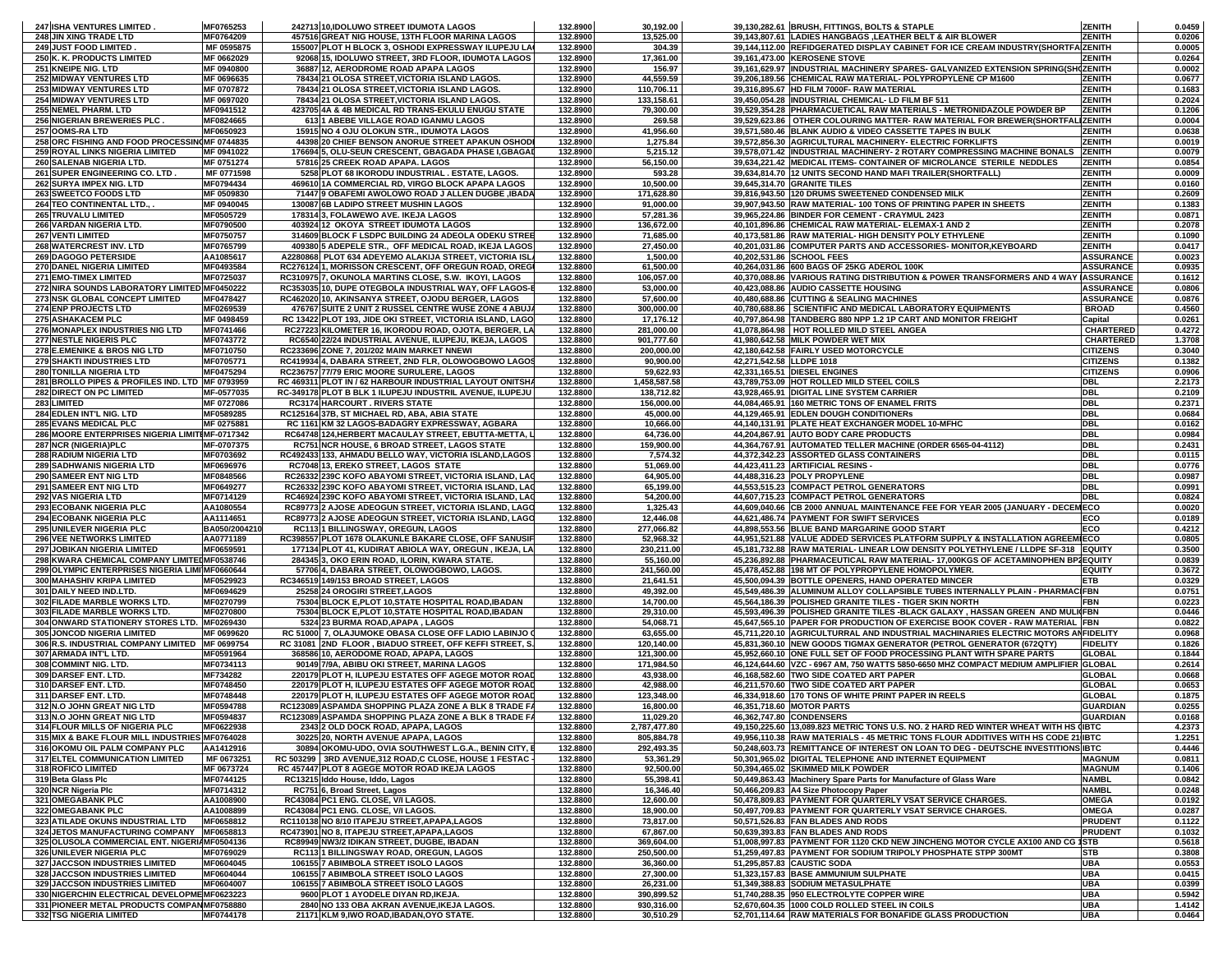| | | | | | | | | | |
|---|---|---|---|---|---|---|---|---|---|
| 247 | ISHA VENTURES LIMITED . | MF0765253 | 242713 10,IDOLUWO STREET IDUMOTA LAGOS | 132.8900 | 30,192.00 | 39,130,282.61 | BRUSH, FITTINGS, BOLTS & STAPLE | ZENITH | 0.0459 |
| 248 | JIN XING TRADE LTD | MF0764209 | 457516 GREAT NIG HOUSE, 13TH FLOOR MARINA LAGOS | 132.8900 | 13,525.00 | 39,143,807.61 | LADIES HANGBAGS ,LEATHER BELT & AIR BLOWER | ZENITH | 0.0206 |
| 249 | JUST FOOD LIMITED . | MF 0595875 | 155007 PLOT H BLOCK 3, OSHODI EXPRESSWAY ILUPEJU LA | 132.8900 | 304.39 | 39,144,112.00 | REFIDGERATED DISPLAY CABINET FOR ICE CREAM INDUSTRY(SHORTFA | ZENITH | 0.0005 |
| 250 | K. K. PRODUCTS LIMITED | MF 0662029 | 92068 15, IDOLUWO STREET, 3RD FLOOR, IDUMOTA LAGOS | 132.8900 | 17,361.00 | 39,161,473.00 | KEROSENE STOVE | ZENITH | 0.0264 |
| 251 | KNEIPE NIG. LTD | MF 0940800 | 36887 12, AERODROME ROAD APAPA LAGOS | 132.8900 | 156.97 | 39,161,629.97 | INDUSTRIAL MACHINERY SPARES- GALVANIZED EXTENSION SPRING(SHO | ZENITH | 0.0002 |
| 252 | MIDWAY VENTURES LTD | MF 0696635 | 78434 21 OLOSA STREET,VICTORIA ISLAND LAGOS. | 132.8900 | 44,559.59 | 39,206,189.56 | CHEMICAL RAW MATERIAL- POLYPROPYLENE CP M1600 | ZENITH | 0.0677 |
| 253 | MIDWAY VENTURES LTD | MF 0707872 | 78434 21 OLOSA STREET,VICTORIA ISLAND LAGOS. | 132.8900 | 110,706.11 | 39,316,895.67 | HD FILM 7000F- RAW MATERIAL | ZENITH | 0.1683 |
| 254 | MIDWAY VENTURES LTD | MF 0697020 | 78434 21 OLOSA STREET,VICTORIA ISLAND LAGOS. | 132.8900 | 133,158.61 | 39,450,054.28 | INDUSTRIAL CHEMICAL- LD FILM BF 511 | ZENITH | 0.2024 |
| 255 | NEMEL PHARM. LTD | MF0941512 | 423705 4A & 4B MEDICAL RD TRANS-EKULU ENUGU STATE | 132.8900 | 79,300.00 | 39,529,354.28 | PHARMACEUTICAL RAW MATERIALS - METRONIDAZOLE POWDER BP | ZENITH | 0.1206 |
| 256 | NIGERIAN BREWERIES PLC . | MF0824665 | 613 1 ABEBE VILLAGE ROAD IGANMU LAGOS | 132.8900 | 269.58 | 39,529,623.86 | OTHER COLOURING MATTER- RAW MATERIAL FOR BREWER(SHORTFALL | ZENITH | 0.0004 |
| 257 | OOMS-RA LTD | MF0650923 | 15915 NO 4 OJU OLOKUN STR., IDUMOTA LAGOS | 132.8900 | 41,956.60 | 39,571,580.46 | BLANK AUDIO & VIDEO CASSETTE TAPES IN BULK | ZENITH | 0.0638 |
| 258 | ORC FISHING AND FOOD PROCESSING | MF 0744835 | 44398 20 CHIEF BENSON ANORUE STREET APAKUN OSHODI | 132.8900 | 1,275.84 | 39,572,856.30 | AGRICULTURAL MACHINERY- ELECTRIC FORKLIFTS | ZENITH | 0.0019 |
| 259 | ROYAL LINKS NIGERIA LIMITED | MF 0941022 | 176694 5, OLU-SEUN CRESCENT, GBAGADA PHASE I,GBAGAD | 132.8900 | 5,215.12 | 39,578,071.42 | INDUSTRIAL MACHINERY- 2 ROTARY COMPRESSING MACHINE BONALS | ZENITH | 0.0079 |
| 260 | SALENAB NIGERIA LTD. | MF 0751274 | 57816 25 CREEK ROAD APAPA. LAGOS | 132.8900 | 56,150.00 | 39,634,221.42 | MEDICAL ITEMS- CONTAINER OF MICROLANCE STERILE NEDDLES | ZENITH | 0.0854 |
| 261 | SUPER ENGINEERING CO. LTD . | MF 0771598 | 5258 PLOT 68 IKORODU INDUSTRIAL . ESTATE, LAGOS. | 132.8900 | 593.28 | 39,634,814.70 | 12 UNITS SECOND HAND MAFI TRAILER(SHORTFALL) | ZENITH | 0.0009 |
| 262 | SURYA IMPEX NIG. LTD | MF0794434 | 469610 1A COMMERCIAL RD, VIRGO BLOCK APAPA LAGOS | 132.8900 | 10,500.00 | 39,645,314.70 | GRANITE TILES | ZENITH | 0.0160 |
| 263 | SWEETCO FOODS LTD | MF 0509830 | 71447 9 OBAFEMI AWOLOWO ROAD J ALLEN DUGBE ,IBADA | 132.8900 | 171,628.80 | 39,816,943.50 | 120 DRUMS SWEETENED CONDENSED MILK | ZENITH | 0.2609 |
| 264 | TEO CONTINENTAL LTD., . | MF 0940045 | 130087 6B LADIPO STREET MUSHIN LAGOS | 132.8900 | 91,000.00 | 39,907,943.50 | RAW MATERIAL- 100 TONS OF PRINTING PAPER IN SHEETS | ZENITH | 0.1383 |
| 265 | TRUVALU LIMITED | MF0505729 | 178314 3, FOLAWEWO AVE. IKEJA LAGOS | 132.8900 | 57,281.36 | 39,965,224.86 | BINDER FOR CEMENT - CRAYMUL 2423 | ZENITH | 0.0871 |
| 266 | VARDAN NIGERIA LTD. | MF0790500 | 403924 12 OKOYA STREET IDUMOTA LAGOS | 132.8900 | 136,672.00 | 40,101,896.86 | CHEMICAL RAW MATERIAL- ELEMAX-1 AND 2 | ZENITH | 0.2078 |
| 267 | VENTI LIMITED | MF0750757 | 314609 BLOCK F LSDPC BUILDING 24 ADEOLA ODEKU STREE | 132.8900 | 71,685.00 | 40,173,581.86 | RAW MATERIAL- HIGH DENSITY POLY ETHYLENE | ZENITH | 0.1090 |
| 268 | WATERCREST INV. LTD | MF0765799 | 409380 5 ADEPELE STR., OFF MEDICAL ROAD, IKEJA LAGOS | 132.8900 | 27,450.00 | 40,201,031.86 | COMPUTER PARTS AND ACCESSORIES- MONITOR,KEYBOARD | ZENITH | 0.0417 |
| 269 | DAGOGO PETERSIDE | AA1085617 | A2280868 PLOT 634 ADEYEMO ALAKIJA STREET, VICTORIA ISL | 132.8800 | 1,500.00 | 40,202,531.86 | SCHOOL FEES | ASSURANCE | 0.0023 |
| 270 | DANEL NIGERIA LIMITED | MF0493584 | RC276124 1, MORISSON CRESCENT, OFF OREGUN ROAD, OREG | 132.8800 | 61,500.00 | 40,264,031.86 | 600 BAGS OF 25KG ADEROL 100K | ASSURANCE | 0.0935 |
| 271 | EMO-TIMEX LIMITED | MF0725037 | RC310975 7, OKUNOLA MARTINS CLOSE, S.W. IKOYI, LAGOS | 132.8800 | 106,057.00 | 40,370,088.86 | VARIOUS RATING DISTRIBUTION & POWER TRANSFORMERS AND 4 WAY | ASSURANCE | 0.1612 |
| 272 | NIRA SOUNDS LABORATORY LIMITED | MF0450222 | RC353035 10, DUPE OTEGBOLA INDUSTRIAL WAY, OFF LAGOS-E | 132.8800 | 53,000.00 | 40,423,088.86 | AUDIO CASSETTE HOUSING | ASSURANCE | 0.0806 |
| 273 | NSK GLOBAL CONCEPT LIMITED | MF0478427 | RC462020 10, AKINSANYA STREET, OJODU BERGER, LAGOS | 132.8800 | 57,600.00 | 40,480,688.86 | CUTTING & SEALING MACHINES | ASSURANCE | 0.0876 |
| 274 | ENP PROJECTS LTD | MF0269539 | 476767 SUITE 2 UNIT 2 RUSSEL CENTRE WUSE ZONE 4 ABUJA | 132.8800 | 300,000.00 | 40,780,688.86 | SCIENTIFIC AND MEDICAL LABORATORY EQUIPMENTS | BROAD | 0.4560 |
| 275 | ASHAKACEM PLC | MF 0498459 | RC 13422 PLOT 193, JIDE OKI STREET, VICTORIA ISLAND, LAGO | 132.8800 | 17,176.12 | 40,797,864.98 | TANDBERG 880 NPP 1.2 1P CART AND MONITOR FREIGHT | Capital | 0.0261 |
| 276 | MONAPLEX INDUSTRIES NIG LTD | MF0741466 | RC27223 KILOMETER 16, IKORODU ROAD, OJOTA, BERGER, LA | 132.8800 | 281,000.00 | 41,078,864.98 | HOT ROLLED MILD STEEL ANGEA | CHARTERED | 0.4272 |
| 277 | NESTLE NIGERIS PLC | MF0743772 | RC6540 22/24 INDUSTRIAL AVENUE, ILUPEJU, IKEJA, LAGOS | 132.8800 | 901,777.60 | 41,980,642.58 | MILK POWDER WET MIX | CHARTERED | 1.3708 |
| 278 | E.EMENIKE & BROS NIG LTD | MF0710750 | RC233696 ZONE 7, 201/202 MAIN MARKET NNEWI | 132.8800 | 200,000.00 | 42,180,642.58 | FAIRLY USED MOTORCYCLE | CITIZENS | 0.3040 |
| 279 | SHAKTI INDUSTRIES LTD | MF0705771 | RC419934 4, DABARA STREET, 2ND FLR, OLOWOGBOWO LAGOS | 132.8800 | 90,900.00 | 42,271,542.58 | LLDPE 1018 | CITIZENS | 0.1382 |
| 280 | TONILLA NIGERIA LTD | MF0475294 | RC236757 77/79 ERIC MOORE SURULERE, LAGOS | 132.8800 | 59,622.93 | 42,331,165.51 | DIESEL ENGINES | CITIZENS | 0.0906 |
| 281 | BROLLO PIPES & PROFILES IND. LTD | MF 0793959 | RC 469311 PLOT IN / 62 HARBOUR INDUSTRIAL LAYOUT ONITSHA | 132.8800 | 1,458,587.58 | 43,789,753.09 | HOT ROLLED MILD STEEL COILS | DBL | 2.2173 |
| 282 | DIRECT ON PC LIMITED | MF-0577035 | RC-349178 PLOT B BLK 1 ILUPEJU INDUSTRIL AVENUE, ILUPEJU | 132.8800 | 138,712.82 | 43,928,465.91 | DIGITAL LINE SYSTEM CARRIER | DBL | 0.2109 |
| 283 | LIMITED | MF 0727086 | RC3174 HARCOURT . RIVERS STATE | 132.8800 | 156,000.00 | 44,084,465.91 | 160 METRIC TONS OF ENAMEL FRITS | DBL | 0.2371 |
| 284 | EDLEN INT'L NIG. LTD | MF0589285 | RC125164 37B, ST MICHAEL RD, ABA, ABIA STATE | 132.8800 | 45,000.00 | 44,129,465.91 | EDLEN DOUGH CONDITIONERs | DBL | 0.0684 |
| 285 | EVANS MEDICAL PLC | MF 0275881 | RC 1161 KM 32 LAGOS-BADAGRY EXPRESSWAY, AGBARA | 132.8800 | 10,666.00 | 44,140,131.91 | PLATE HEAT EXCHANGER MODEL 10-MFHC | DBL | 0.0162 |
| 286 | MOORE ENTERPRISES NIGERIA LIMITED | MF-0717342 | RC64748 124,HERBERT MACAULAY STREET, EBUTTA-METTA, L | 132.8800 | 64,736.00 | 44,204,867.91 | AUTO BODY CARE PRODUCTS | DBL | 0.0984 |
| 287 | NCR (NIGERIA)PLC | MF-0707375 | RC751 NCR HOUSE, 6 BROAD STREET, LAGOS STATE | 132.8800 | 159,900.00 | 44,364,767.91 | AUTOMATED TELLER MACHINE (ORDER 6565-04-4112) | DBL | 0.2431 |
| 288 | RADIUM NIGERIA LTD | MF0703692 | RC492433 133, AHMADU BELLO WAY, VICTORIA ISLAND,LAGOS | 132.8800 | 7,574.32 | 44,372,342.23 | ASSORTED GLASS CONTAINERS | DBL | 0.0115 |
| 289 | SADHWANIS NIGERIA LTD | MF0696976 | RC7048 13, EREKO STREET, LAGOS STATE | 132.8800 | 51,069.00 | 44,423,411.23 | ARTIFICIAL RESINS - | DBL | 0.0776 |
| 290 | SAMEER ENT NIG LTD | MF0848566 | RC26332 239C KOFO ABAYOMI STREET, VICTORIA ISLAND, LAG | 132.8800 | 64,905.00 | 44,488,316.23 | POLY PROPYLENE | DBL | 0.0987 |
| 291 | SAMEER ENT NIG LTD | MF0649277 | RC26332 239C KOFO ABAYOMI STREET, VICTORIA ISLAND, LAG | 132.8800 | 65,199.00 | 44,553,515.23 | COMPACT PETROL GENERATORS | DBL | 0.0991 |
| 292 | VAS NIGERIA LTD | MF0714129 | RC46924 239C KOFO ABAYOMI STREET, VICTORIA ISLAND, LAG | 132.8800 | 54,200.00 | 44,607,715.23 | COMPACT PETROL GENERATORS | DBL | 0.0824 |
| 293 | ECOBANK NIGERIA PLC | AA1080554 | RC89773 2 AJOSE ADEOGUN STREET, VICTORIA ISLAND, LAGO | 132.8800 | 1,325.43 | 44,609,040.66 | CB 2000 ANNUAL MAINTENANCE FEE FOR YEAR 2005 (JANUARY - DECEM | ECO | 0.0020 |
| 294 | ECOBANK NIGERIA PLC | AA1114651 | RC89773 2 AJOSE ADEOGUN STREET, VICTORIA ISLAND, LAGO | 132.8800 | 12,446.08 | 44,621,486.74 | PAYMENT FOR SWIFT SERVICES | ECO | 0.0189 |
| 295 | UNILEVER NIGERIA PLC | BA0502004210 | RC113 1 BILLINGSWAY, OREGUN, LAGOS | 132.8800 | 277,066.82 | 44,898,553.56 | BLUE BAND MARGARINE GOOD START | ECO | 0.4212 |
| 296 | VEE NETWORKS LIMITED | AA0771189 | RC398557 PLOT 1678 OLAKUNLE BAKARE CLOSE, OFF SANUSI F | 132.8800 | 52,968.32 | 44,951,521.88 | VALUE ADDED SERVICES PLATFORM SUPPLY & INSTALLATION AGREEM | ECO | 0.0805 |
| 297 | JOBIKAN NIGERIA LIMITED | MF0659591 | 177134 PLOT 41, KUDIRAT ABIOLA WAY, OREGUN , IKEJA, LA | 132.8800 | 230,211.00 | 45,181,732.88 | RAW MATERIAL- LINEAR LOW DENSITY POLYETHYLENE / LLDPE SF-318 | EQUITY | 0.3500 |
| 298 | KWARA CHEMICAL COMPANY LIMITED | MF0538746 | 284345 3, OKO ERIN ROAD, ILORIN, KWARA STATE. | 132.8800 | 55,160.00 | 45,236,892.88 | PHARMACEUTICAL RAW MATERIAL- 17,000KGS OF ACETAMINOPHEN BP2 | EQUITY | 0.0839 |
| 299 | OLYMPIC ENTERPRISES NIGERIA LIMI | MF0660644 | 57706 4, DABARA STREET, OLOWOGBOWO, LAGOS. | 132.8800 | 241,560.00 | 45,478,452.88 | 198 MT OF POLYPROPYLENE HOMOPOLYMER. | EQUITY | 0.3672 |
| 300 | MAHASHIV KRIPA LIMITED | MF0529923 | RC346519 149/153 BROAD STREET, LAGOS | 132.8800 | 21,641.51 | 45,500,094.39 | BOTTLE OPENERS, HAND OPERATED MINCER | ETB | 0.0329 |
| 301 | DAILY NEED IND.LTD. | MF0694629 | 25258 24 OROGIRI STREET,LAGOS | 132.8800 | 49,392.00 | 45,549,486.39 | ALUMINUM ALLOY COLLAPSIBLE TUBES INTERNALLY PLAIN - PHARMAC | FBN | 0.0751 |
| 302 | FILADE MARBLE WORKS LTD. | MF0270799 | 75304 BLOCK E,PLOT 10,STATE HOSPITAL ROAD,IBADAN | 132.8800 | 14,700.00 | 45,564,186.39 | POLISHED GRANITE TILES - TIGER SKIN NORTH | FBN | 0.0223 |
| 303 | FILADE MARBLE WORKS LTD. | MF0270800 | 75304 BLOCK E,PLOT 10,STATE HOSPITAL ROAD,IBADAN | 132.8800 | 29,310.00 | 45,593,496.39 | POLISHED GRANITE TILES -BLACK GALAXY , HASSAN GREEN AND MULI | FBN | 0.0446 |
| 304 | ONWARD STATIONERY STORES LTD. | MF0269430 | 5324 23 BURMA ROAD,APAPA , LAGOS | 132.8800 | 54,068.71 | 45,647,565.10 | PAPER FOR PRODUCTION OF EXERCISE BOOK COVER - RAW MATERIAL | FBN | 0.0822 |
| 305 | JONCOD NIGERIA LIMITED | MF 0699620 | RC 51000 7, OLAJUMOKE OBASA CLOSE OFF LADIO LABINJO | 132.8800 | 63,655.00 | 45,711,220.10 | AGRICULTURRAL AND INDUSTRIAL MACHINARIES ELECTRIC MOTORS AN | FIDELITY | 0.0968 |
| 306 | R.S. INDUSTRIAL COMPANY LIMITED | MF 0699754 | RC 31081 2ND FLOOR , BIADUO STREET, OFF KEFFI STREET, S. | 132.8800 | 120,140.00 | 45,831,360.10 | NEW GOODS TIGMAX GENERATOR (PETROL GENERATOR (672QTY) | FIDELITY | 0.1826 |
| 307 | ARMADA INT'L LTD. | MF0591964 | 368586 10, AERODOME ROAD, APAPA, LAGOS | 132.8800 | 121,300.00 | 45,952,660.10 | ONE FULL SET OF FOOD PROCESSING PLANT WITH SPARE PARTS | GLOBAL | 0.1844 |
| 308 | COMMINT NIG. LTD. | MF0734113 | 90149 7/9A, ABIBU OKI STREET, MARINA LAGOS | 132.8800 | 171,984.50 | 46,124,644.60 | VZC - 6967 AM, 750 WATTS 5850-6650 MHZ COMPACT MEDIUM AMPLIFIER | GLOBAL | 0.2614 |
| 309 | DARSEF ENT. LTD. | MF734282 | 220179 PLOT H, ILUPEJU ESTATES OFF AGEGE MOTOR ROAD | 132.8800 | 43,938.00 | 46,168,582.60 | TWO SIDE COATED ART PAPER | GLOBAL | 0.0668 |
| 310 | DARSEF ENT. LTD. | MF0748450 | 220179 PLOT H, ILUPEJU ESTATES OFF AGEGE MOTOR ROAD | 132.8800 | 42,988.00 | 46,211,570.60 | TWO SIDE COATED ART PAPER | GLOBAL | 0.0653 |
| 311 | DARSEF ENT. LTD. | MF0748448 | 220179 PLOT H, ILUPEJU ESTATES OFF AGEGE MOTOR ROAD | 132.8800 | 123,348.00 | 46,334,918.60 | 170 TONS OF WHITE PRINT PAPER IN REELS | GLOBAL | 0.1875 |
| 312 | N.O JOHN GREAT NIG LTD | MF0594788 | RC123089 ASPAMDA SHOPPING PLAZA ZONE A BLK 8 TRADE FA | 132.8800 | 16,800.00 | 46,351,718.60 | MOTOR PARTS | GUARDIAN | 0.0255 |
| 313 | N.O JOHN GREAT NIG LTD | MF0594837 | RC123089 ASPAMDA SHOPPING PLAZA ZONE A BLK 8 TRADE FA | 132.8800 | 11,029.20 | 46,362,747.80 | CONDENSERS | GUARDIAN | 0.0168 |
| 314 | FLOUR MILLS OF NIGERIA PLC | MF0622938 | 2343 2 OLD DOCK ROAD, APAPA, LAGOS | 132.8800 | 2,787,477.80 | 49,150,225.60 | 13,089.823 METRIC TONS U.S. NO. 2 HARD RED WINTER WHEAT WITH HS C | IBTC | 4.2373 |
| 315 | MIX & BAKE FLOUR MILL INDUSTRIES | MF0764028 | 30225 20, NORTH AVENUE APAPA, LAGOS | 132.8800 | 805,884.78 | 49,956,110.38 | RAW MATERIALS - 45 METRIC TONS FLOUR ADDITIVES WITH HS CODE 21 | IBTC | 1.2251 |
| 316 | OKOMU OIL PALM COMPANY PLC | AA1412916 | 30894 OKOMU-UDO, OVIA SOUTHWEST L.G.A., BENIN CITY, E | 132.8800 | 292,493.35 | 50,248,603.73 | REMITTANCE OF INTEREST ON LOAN TO DEG - DEUTSCHE INVESTITIONS | IBTC | 0.4446 |
| 317 | ELTEL COMMUNICATION LIMITED | MF 0673251 | RC 503299 3RD AVENUE,312 ROAD,C CLOSE, HOUSE 1 FESTAC | 132.8800 | 53,361.29 | 50,301,965.02 | DIGITAL TELEPHONE AND INTERNET EQUIPMENT | MAGNUM | 0.0811 |
| 318 | ROFICO LIMITED | MF 0673724 | RC 457447 PLOT 8 AGEGE MOTOR ROAD IKEJA LAGOS | 132.8800 | 92,500.00 | 50,394,465.02 | SKIMMED MILK POWDER | MAGNUM | 0.1406 |
| 319 | Beta Glass Plc | MF0744125 | RC13215 Iddo House, Iddo, Lagos | 132.8800 | 55,398.41 | 50,449,863.43 | Machinery Spare Parts for Manufacture of Glass Ware | NAMBL | 0.0842 |
| 320 | NCR Nigeria Plc | MF0714312 | RC751 6, Broad Street, Lagos | 132.8800 | 16,346.40 | 50,466,209.83 | A4 Size Photocopy Paper | NAMBL | 0.0248 |
| 321 | OMEGABANK PLC | AA1008900 | RC43084 PC1 ENG. CLOSE, V/I LAGOS. | 132.8800 | 12,600.00 | 50,478,809.83 | PAYMENT FOR QUARTERLY VSAT SERVICE CHARGES. | OMEGA | 0.0192 |
| 322 | OMEGABANK PLC | AA1008899 | RC43084 PC1 ENG. CLOSE, V/I LAGOS. | 132.8800 | 18,900.00 | 50,497,709.83 | PAYMENT FOR QUARTERLY VSAT SERVICE CHARGES. | OMEGA | 0.0287 |
| 323 | ATILADE OKUNS INDUSTRIAL LTD | MF0658812 | RC110138 NO 8/10 ITAPEJU STREET,APAPA,LAGOS | 132.8800 | 73,817.00 | 50,571,526.83 | FAN BLADES AND RODS | PRUDENT | 0.1122 |
| 324 | JETOS MANUFACTURING COMPANY | MF0658813 | RC473901 NO 8, ITAPEJU STREET,APAPA,LAGOS | 132.8800 | 67,867.00 | 50,639,393.83 | FAN BLADES AND RODS | PRUDENT | 0.1032 |
| 325 | OLUSOLA COMMERCIAL ENT. NIGERIA | MF0504136 | RC89949 NW3/2 IDIKAN STREET, DUGBE, IBADAN | 132.8800 | 369,604.00 | 51,008,997.83 | PAYMENT FOR 1120 CKD NEW JINCHENG MOTOR CYCLE AX100 AND CG 1 | STB | 0.5618 |
| 326 | UNILEVER NIGERIA PLC | MF0769029 | RC113 1 BILLINGSWAY ROAD, OREGUN, LAGOS | 132.8800 | 250,500.00 | 51,259,497.83 | PAYMENT FOR SODIUM TRIPOLY PHOSPHATE STPP 300MT | STB | 0.3808 |
| 327 | JACCSON INDUSTRIES LIMITED | MF0604045 | 106155 7 ABIMBOLA STREET ISOLO LAGOS | 132.8800 | 36,360.00 | 51,295,857.83 | CAUSTIC SODA | UBA | 0.0553 |
| 328 | JACCSON INDUSTRIES LIMITED | MF0604044 | 106155 7 ABIMBOLA STREET ISOLO LAGOS | 132.8800 | 27,300.00 | 51,323,157.83 | BASE AMMUNIUM SULPHATE | UBA | 0.0415 |
| 329 | JACCSON INDUSTRIES LIMITED | MF0604007 | 106155 7 ABIMBOLA STREET ISOLO LAGOS | 132.8800 | 26,231.00 | 51,349,388.83 | SODIUM METASULPHATE | UBA | 0.0399 |
| 330 | NIGERCHIN ELECTRICAL DEVELOPME | MF0623223 | 9600 PLOT 1 AYODELE DIYAN RD,IKEJA. | 132.8800 | 390,899.52 | 51,740,288.35 | 950 ELECTROLYTE COPPER WIRE | UBA | 0.5942 |
| 331 | PIONEER METAL PRODUCTS COMPAN | MF0758880 | 2840 NO 133 OBA AKRAN AVENUE,IKEJA LAGOS. | 132.8800 | 930,316.00 | 52,670,604.35 | 1000 COLD ROLLED STEEL IN COILS | UBA | 1.4142 |
| 332 | TSG NIGERIA LIMITED | MF0744178 | 21171 KLM 9,IWO ROAD,IBADAN,OYO STATE. | 132.8800 | 30,510.29 | 52,701,114.64 | RAW MATERIALS FOR BONAFIDE GLASS PRODUCTION | UBA | 0.0464 |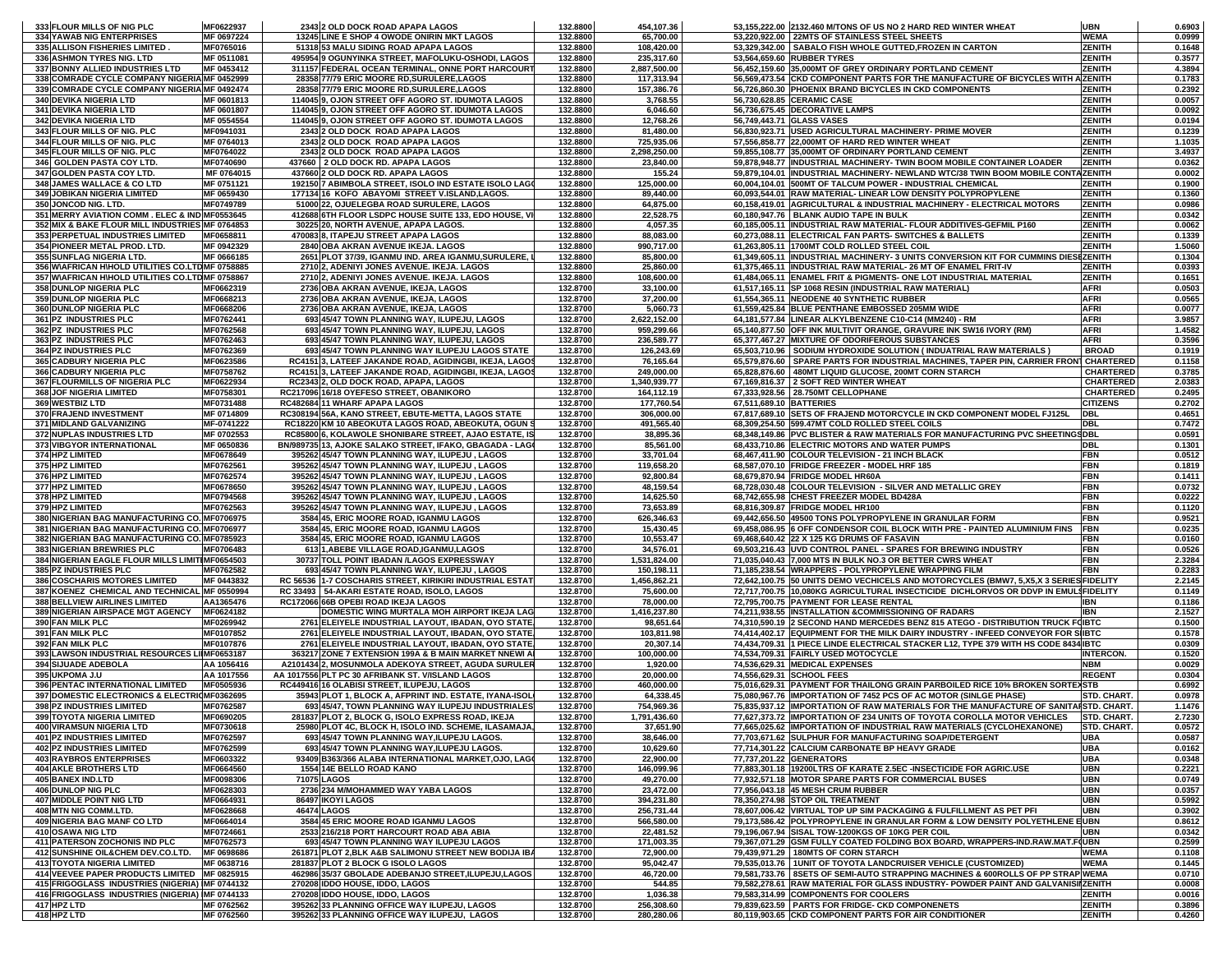| | | | | | | | | | | |
|---|---|---|---|---|---|---|---|---|---|---|
| 333 | FLOUR MILLS OF NIG PLC | MF0622937 | 2343 | 2 OLD DOCK ROAD APAPA LAGOS | 132.8800 | 454,107.36 | 53,155,222.00 | 2132.460 M/TONS OF US NO 2 HARD RED WINTER WHEAT | UBN | 0.6903 |
| 334 | YAWAB NIG ENTERPRISES | MF 0697224 | 13245 | LINE E SHOP 4 OWODE ONIRIN MKT LAGOS | 132.8800 | 65,700.00 | 53,220,922.00 | 22MTS OF STAINLESS STEEL SHEETS | WEMA | 0.0999 |
| 335 | ALLISON FISHERIES LIMITED . | MF0765016 | 51318 | 53 MALU SIDING ROAD APAPA LAGOS | 132.8800 | 108,420.00 | 53,329,342.00 | SABALO FISH WHOLE GUTTED,FROZEN IN CARTON | ZENITH | 0.1648 |
| 336 | ASHMON TYRES NIG. LTD | MF 0511081 | 495954 | 9 OGUNYINKA STREET, MAFOLUKU-OSHODI, LAGOS | 132.8800 | 235,317.60 | 53,564,659.60 | RUBBER TYRES | ZENITH | 0.3577 |
| 337 | BONNY ALLIED INDUSTRIES LTD | MF 0453412 | 311157 | FEDERAL OCEAN TERMINAL, ONNE PORT HARCOURT | 132.8800 | 2,887,500.00 | 56,452,159.60 | 35,000MT OF GREY ORDINARY PORTLAND CEMENT | ZENITH | 4.3894 |
| 338 | COMRADE CYCLE COMPANY NIGERIA | MF 0452999 | 28358 | 77/79 ERIC MOORE RD,SURULERE,LAGOS | 132.8800 | 117,313.94 | 56,569,473.54 | CKD COMPONENT PARTS FOR THE MANUFACTURE OF BICYCLES WITH A | ZENITH | 0.1783 |
| 339 | COMRADE CYCLE COMPANY NIGERIA | MF 0492474 | 28358 | 77/79 ERIC MOORE RD,SURULERE,LAGOS | 132.8800 | 157,386.76 | 56,726,860.30 | PHOENIX BRAND BICYCLES IN CKD COMPONENTS | ZENITH | 0.2392 |
| 340 | DEVIKA NIGERIA LTD | MF 0601813 | 114045 | 9, OJON STREET OFF AGORO ST. IDUMOTA LAGOS | 132.8800 | 3,768.55 | 56,730,628.85 | CERAMIC CASE | ZENITH | 0.0057 |
| 341 | DEVIKA NIGERIA LTD | MF 0601807 | 114045 | 9, OJON STREET OFF AGORO ST. IDUMOTA LAGOS | 132.8800 | 6,046.60 | 56,736,675.45 | DECORATIVE LAMPS | ZENITH | 0.0092 |
| 342 | DEVIKA NIGERIA LTD | MF 0554554 | 114045 | 9, OJON STREET OFF AGORO ST. IDUMOTA LAGOS | 132.8800 | 12,768.26 | 56,749,443.71 | GLASS VASES | ZENITH | 0.0194 |
| 343 | FLOUR MILLS OF NIG. PLC | MF0941031 | 2343 | 2 OLD DOCK ROAD APAPA LAGOS | 132.8800 | 81,480.00 | 56,830,923.71 | USED AGRICULTURAL MACHINERY- PRIME MOVER | ZENITH | 0.1239 |
| 344 | FLOUR MILLS OF NIG. PLC | MF 0764013 | 2343 | 2 OLD DOCK ROAD APAPA LAGOS | 132.8800 | 725,935.06 | 57,556,858.77 | 22,000MT OF HARD RED WINTER WHEAT | ZENITH | 1.1035 |
| 345 | FLOUR MILLS OF NIG. PLC | MF0764022 | 2343 | 2 OLD DOCK ROAD APAPA LAGOS | 132.8800 | 2,298,250.00 | 59,855,108.77 | 35,000MT OF ORDINARY PORTLAND CEMENT | ZENITH | 3.4937 |
| 346 | GOLDEN PASTA COY LTD. | MF0740690 | 437660 | 2 OLD DOCK RD. APAPA LAGOS | 132.8800 | 23,840.00 | 59,878,948.77 | INDUSTRIAL MACHINERY- TWIN BOOM MOBILE CONTAINER LOADER | ZENITH | 0.0362 |
| 347 | GOLDEN PASTA COY LTD. | MF 0764015 | 437660 | 2 OLD DOCK RD. APAPA LAGOS | 132.8800 | 155.24 | 59,879,104.01 | INDUSTRIAL MACHINERY- NEWLAND WTC/38 TWIN BOOM MOBILE CONTA | ZENITH | 0.0002 |
| 348 | JAMES WALLACE & CO LTD | MF 0751121 | 192150 | 7 ABIMBOLA STREET, ISOLO IND ESTATE ISOLO LAGO | 132.8800 | 125,000.00 | 60,004,104.01 | 500MT OF TALCUM POWER - INDUSTRIAL CHEMICAL | ZENITH | 0.1900 |
| 349 | JOBIKAN NIGERIA LIMITED | MF 0659430 | 177134 | 16 KOFO ABAYOMI STREET V.ISLAND,LAGOS. | 132.8800 | 89,440.00 | 60,093,544.01 | RAW MATERIAL- LINEAR LOW DENSITY POLYPROPYLENE | ZENITH | 0.1360 |
| 350 | JONCOD NIG. LTD. | MF0749789 | 51000 | 22, OJUELEGBA ROAD SURULERE, LAGOS | 132.8800 | 64,875.00 | 60,158,419.01 | AGRICULTURAL & INDUSTRIAL MACHINERY - ELECTRICAL MOTORS | ZENITH | 0.0986 |
| 351 | MERRY AVIATION COMM . ELEC & IND | MF0553645 | 412688 | 6TH FLOOR LSDPC HOUSE SUITE 133, EDO HOUSE, VI | 132.8800 | 22,528.75 | 60,180,947.76 | BLANK AUDIO TAPE IN BULK | ZENITH | 0.0342 |
| 352 | MIX & BAKE FLOUR MILL INDUSTRIES | MF 0764853 | 30225 | 20, NORTH AVENUE, APAPA LAGOS. | 132.8800 | 4,057.35 | 60,185,005.11 | INDUSTRIAL RAW MATERIAL- FLOUR ADDITIVES-GEFMIL P160 | ZENITH | 0.0062 |
| 353 | PERPETUAL INDUSTRIES LIMITED | MF0658811 | 470083 | 8, ITAPEJU STREET APAPA LAGOS | 132.8800 | 88,083.00 | 60,273,088.11 | ELECTRICAL FAN PARTS- SWITCHES & BALLETS | ZENITH | 0.1339 |
| 354 | PIONEER METAL PROD. LTD. | MF 0942329 | 2840 | OBA AKRAN AVENUE IKEJA. LAGOS | 132.8800 | 990,717.00 | 61,263,805.11 | 1700MT COLD ROLLED STEEL COIL | ZENITH | 1.5060 |
| 355 | SUNFLAG NIGERIA LTD. | MF 0666185 | 2651 | PLOT 37/39, IGANMU IND. AREA IGANMU,SURULERE, L | 132.8800 | 85,800.00 | 61,349,605.11 | INDUSTRIAL MACHINERY- 3 UNITS CONVERSION KIT FOR CUMMINS DIESE | ZENITH | 0.1304 |
| 356 | WAFRICAN H\HOLD UTILITIES CO.LTD | MF 0758885 | 2710 | 2, ADENIYI JONES AVENUE. IKEJA. LAGOS | 132.8800 | 25,860.00 | 61,375,465.11 | INDUSTRIAL RAW MATERIAL- 26 MT OF ENAMEL FRIT-IV | ZENITH | 0.0393 |
| 357 | WAFRICAN H\HOLD UTILITIES CO.LTD | MF 0758867 | 2710 | 2, ADENIYI JONES AVENUE. IKEJA. LAGOS | 132.8800 | 108,600.00 | 61,484,065.11 | ENAMEL FRIT & PIGMENTS- ONE LOT INDUSTRIAL MATERIAL | ZENITH | 0.1651 |
| 358 | DUNLOP NIGERIA PLC | MF0662319 | 2736 | OBA AKRAN AVENUE, IKEJA, LAGOS | 132.8700 | 33,100.00 | 61,517,165.11 | SP 1068 RESIN (INDUSTRIAL RAW MATERIAL) | AFRI | 0.0503 |
| 359 | DUNLOP NIGERIA PLC | MF0668213 | 2736 | OBA AKRAN AVENUE, IKEJA, LAGOS | 132.8700 | 37,200.00 | 61,554,365.11 | NEODENE 40 SYNTHETIC RUBBER | AFRI | 0.0565 |
| 360 | DUNLOP NIGERIA PLC | MF0668206 | 2736 | OBA AKRAN AVENUE, IKEJA, LAGOS | 132.8700 | 5,060.73 | 61,559,425.84 | BLUE PENTHANE EMBOSSED 205MM WIDE | AFRI | 0.0077 |
| 361 | PZ INDUSTRIES PLC | MF0762441 | 693 | 45/47 TOWN PLANNING WAY, ILUPEJU, LAGOS | 132.8700 | 2,622,152.00 | 64,181,577.84 | LINEAR ALKYLBENZENE C10-C14 (MM240) - RM | AFRI | 3.9857 |
| 362 | PZ INDUSTRIES PLC | MF0762568 | 693 | 45/47 TOWN PLANNING WAY, ILUPEJU, LAGOS | 132.8700 | 959,299.66 | 65,140,877.50 | OFF INK MULTIVIT ORANGE, GRAVURE INK SW16 IVORY (RM) | AFRI | 1.4582 |
| 363 | PZ INDUSTRIES PLC | MF0762463 | 693 | 45/47 TOWN PLANNING WAY, ILUPEJU, LAGOS | 132.8700 | 236,589.77 | 65,377,467.27 | MIXTURE OF ODORIFEROUS SUBSTANCES | AFRI | 0.3596 |
| 364 | PZ INDUSTRIES PLC | MF0762369 | 693 | 45/47 TOWN PLANNING WAY ILUPEJU LAGOS STATE | 132.8700 | 126,243.69 | 65,503,710.96 | SODIUM HYDROXIDE SOLUTION ( INDUATRIAL RAW MATERIALS ) | BROAD | 0.1919 |
| 365 | CADBURY NIGERIA PLC | MF0623586 | RC4151 | 3, LATEEF JAKANDE ROAD, AGIDINGBI, IKEJA, LAGOS | 132.8700 | 76,165.64 | 65,579,876.60 | SPARE PARTS FOR INDUSTRIAL MACHINES, TAPER PIN, CARRIER FRONT | CHARTERED | 0.1158 |
| 366 | CADBURY NIGERIA PLC | MF0758762 | RC4151 | 3, LATEEF JAKANDE ROAD, AGIDINGBI, IKEJA, LAGOS | 132.8700 | 249,000.00 | 65,828,876.60 | 480MT LIQUID GLUCOSE, 200MT CORN STARCH | CHARTERED | 0.3785 |
| 367 | FLOURMILLS OF NIGERIA PLC | MF0622934 | RC2343 | 2, OLD DOCK ROAD, APAPA, LAGOS | 132.8700 | 1,340,939.77 | 67,169,816.37 | 2 SOFT RED WINTER WHEAT | CHARTERED | 2.0383 |
| 368 | JOF NIGERIA LIMITED | MF0758301 | RC217096 | 16/18 OYEFESO STREET, OBANIKORO | 132.8700 | 164,112.19 | 67,333,928.56 | 28.750MT CELLOPHANE | CHARTERED | 0.2495 |
| 369 | WESTBIZ LTD | MF0731488 | RC482684 | 11 WHARF APAPA LAGOS | 132.8700 | 177,760.54 | 67,511,689.10 | BATTERIES | CITIZENS | 0.2702 |
| 370 | FRAJEND INVESTMENT | MF 0714809 | RC308194 | 56A, KANO STREET, EBUTE-METTA, LAGOS STATE | 132.8700 | 306,000.00 | 67,817,689.10 | SETS OF FRAJEND MOTORCYCLE IN CKD COMPONENT MODEL FJ125L | DBL | 0.4651 |
| 371 | MIDLAND GALVANIZING | MF-0741222 | RC18220 | KM 10 ABEOKUTA LAGOS ROAD, ABEOKUTA, OGUN S | 132.8700 | 491,565.40 | 68,309,254.50 | 599.47MT COLD ROLLED STEEL COILS | DBL | 0.7472 |
| 372 | NUPLAS INDUSTRIES LTD | MF 0702553 | RC85800 | 6, KOLAWOLE SHONIBARE STREET, AJAO ESTATE, IS | 132.8700 | 38,895.36 | 68,348,149.86 | PVC BLISTER & RAW MATERIALS FOR MANUFACTURING PVC SHEETINGS | DBL | 0.0591 |
| 373 | VIBGYOR INTERNATIONAL | MF 0650836 | BN/989735 | 13, AJOKE SALAKO STREET, IFAKO, GBAGADA - LAGO | 132.8700 | 85,561.00 | 68,433,710.86 | ELECTRIC MOTORS AND WATER PUMPS | DBL | 0.1301 |
| 374 | HPZ LIMITED | MF0678649 | 395262 | 45/47 TOWN PLANNING WAY, ILUPEJU , LAGOS | 132.8700 | 33,701.04 | 68,467,411.90 | COLOUR TELEVISION - 21 INCH BLACK | FBN | 0.0512 |
| 375 | HPZ LIMITED | MF0762561 | 395262 | 45/47 TOWN PLANNING WAY, ILUPEJU , LAGOS | 132.8700 | 119,658.20 | 68,587,070.10 | FRIDGE FREEZER - MODEL HRF 185 | FBN | 0.1819 |
| 376 | HPZ LIMITED | MF0762574 | 395262 | 45/47 TOWN PLANNING WAY, ILUPEJU , LAGOS | 132.8700 | 92,800.84 | 68,679,870.94 | FRIDGE MODEL HR60A | FBN | 0.1411 |
| 377 | HPZ LIMITED | MF0678650 | 395262 | 45/47 TOWN PLANNING WAY, ILUPEJU , LAGOS | 132.8700 | 48,159.54 | 68,728,030.48 | COLOUR TELEVISION - SILVER AND METALLIC GREY | FBN | 0.0732 |
| 378 | HPZ LIMITED | MF0794568 | 395262 | 45/47 TOWN PLANNING WAY, ILUPEJU , LAGOS | 132.8700 | 14,625.50 | 68,742,655.98 | CHEST FREEZER MODEL BD428A | FBN | 0.0222 |
| 379 | HPZ LIMITED | MF0762563 | 395262 | 45/47 TOWN PLANNING WAY, ILUPEJU , LAGOS | 132.8700 | 73,653.89 | 68,816,309.87 | FRIDGE MODEL HR100 | FBN | 0.1120 |
| 380 | NIGERIAN BAG MANUFACTURING CO. | MF0706975 | 3584 | 45, ERIC MOORE ROAD, IGANMU LAGOS | 132.8700 | 626,346.63 | 69,442,656.50 | 49500 TONS POLYPROPYLENE IN GRANULAR FORM | FBN | 0.9521 |
| 381 | NIGERIAN BAG MANUFACTURING CO. | MF0706977 | 3584 | 45, ERIC MOORE ROAD, IGANMU LAGOS | 132.8700 | 15,430.45 | 69,458,086.95 | 6 OFF CONDENSOR COIL BLOCK WITH PRE - PAINTED ALUMINIUM FINS | FBN | 0.0235 |
| 382 | NIGERIAN BAG MANUFACTURING CO. | MF0785923 | 3584 | 45, ERIC MOORE ROAD, IGANMU LAGOS | 132.8700 | 10,553.47 | 69,468,640.42 | 22 X 125 KG DRUMS OF FASAVIN | FBN | 0.0160 |
| 383 | NIGERIAN BREWRIES PLC | MF0706483 | 613 | 1,ABEBE VILLAGE ROAD,IGANMU,LAGOS | 132.8700 | 34,576.01 | 69,503,216.43 | UVD CONTROL PANEL - SPARES FOR BREWING INDUSTRY | FBN | 0.0526 |
| 384 | NIGERIAN EAGLE FLOUR MILLS LIMITED | MF0654503 | 30737 | TOLL POINT IBADAN /LAGOS EXPRESSWAY | 132.8700 | 1,531,824.00 | 71,035,040.43 | 7,000 MTS IN BULK NO.3 OR BETTER CWRS WHEAT | FBN | 2.3284 |
| 385 | PZ INDUSTRIES PLC | MF0762582 | 693 | 45/47 TOWN PLANNING WAY, ILUPEJU , LAGOS | 132.8700 | 150,198.11 | 71,185,238.54 | WRAPPERS - POLYPROPYLENE WRAPPING FILM | FBN | 0.2283 |
| 386 | COSCHARIS MOTORES LIMITED | MF 0443832 | RC 56536 | 1-7 COSCHARIS STREET, KIRIKIRI INDUSTRIAL ESTAT | 132.8700 | 1,456,862.21 | 72,642,100.75 | 50 UNITS DEMO VECHICELS AND MOTORCYCLES (BMW7, 5,X5,X 3 SERIES | FIDELITY | 2.2145 |
| 387 | KOENEZ CHEMICAL AND TECHNICAL | MF 0550994 | RC 33493 | 54-AKARI ESTATE ROAD, ISOLO, LAGOS | 132.8700 | 75,600.00 | 72,717,700.75 | 10,080KG AGRICULTURAL INSECTICIDE DICHLORVOS OR DDVP IN EMULS | FIDELITY | 0.1149 |
| 388 | BELLVIEW AIRLINES LIMITED | AA1365476 | RC172066 | 66B OPEBI ROAD IKEJA LAGOS | 132.8700 | 78,000.00 | 72,795,700.75 | PAYMENT FOR LEASE RENTAL | IBN | 0.1186 |
| 389 | NIGERIAN AIRSPACE MGT AGENCY | MF0624182 | | DOMESTIC WING MURTALA MOH AIRPORT IKEJA LAG | 132.8700 | 1,416,237.80 | 74,211,938.55 | INSTALLATION &COMMISSIONING OF RADARS | IBN | 2.1527 |
| 390 | FAN MILK PLC | MF0269942 | 2761 | ELEIYELE INDUSTRIAL LAYOUT, IBADAN, OYO STATE. | 132.8700 | 98,651.64 | 74,310,590.19 | 2 SECOND HAND MERCEDES BENZ 815 ATEGO - DISTRIBUTION TRUCK FO | IBTC | 0.1500 |
| 391 | FAN MILK PLC | MF0107852 | 2761 | ELEIYELE INDUSTRIAL LAYOUT, IBADAN, OYO STATE. | 132.8700 | 103,811.98 | 74,414,402.17 | EQUIPMENT FOR THE MILK DAIRY INDUSTRY - INFEED CONVEYOR FOR S | IBTC | 0.1578 |
| 392 | FAN MILK PLC | MF0107876 | 2761 | ELEIYELE INDUSTRIAL LAYOUT, IBADAN, OYO STATE. | 132.8700 | 20,307.14 | 74,434,709.31 | 1 PIECE LINDE ELECTRICAL STACKER L12, TYPE 379 WITH HS CODE 8434 | IBTC | 0.0309 |
| 393 | LAWSON INDUSTRIAL RESOURCES LIM | MF0653187 | 363217 | ZONE 7 EXTENSION 199A & B MAIN MARKET NNEWI A | 132.8700 | 100,000.00 | 74,534,709.31 | FAIRLY USED MOTOCYCLE | INTERCON. | 0.1520 |
| 394 | SIJUADE ADEBOLA | AA 1056416 | A2101434 | 2, MOSUNMOLA ADEKOYA STREET, AGUDA SURULER | 132.8700 | 1,920.00 | 74,536,629.31 | MEDICAL EXPENSES | NBM | 0.0029 |
| 395 | UKPOMA J.U | AA 1017556 | AA 1017556 | PLT PC 30 AFRIBANK ST. V/ISLAND LAGOS | 132.8700 | 20,000.00 | 74,556,629.31 | SCHOOL FEES | REGENT | 0.0304 |
| 396 | PENTAC INTERNATIONAL LIMITED | MF0505936 | RC449416 | 16 OLABISI STREET, ILUPEJU, LAGOS | 132.8700 | 460,000.00 | 75,016,629.31 | PAYMENT FOR THAILONG GRAIN PARBOILED RICE 10% BROKEN SORTEX | STB | 0.6992 |
| 397 | DOMESTIC ELECTRONICS & ELECTRIC | MF0362695 | 35943 | PLOT 1, BLOCK A, AFPRINT IND. ESTATE, IYANA-ISOL | 132.8700 | 64,338.45 | 75,080,967.76 | IMPORTATION OF 7452 PCS OF AC MOTOR (SINLGE PHASE) | STD. CHART. | 0.0978 |
| 398 | PZ INDUSTRIES LIMITED | MF0762587 | 693 | 45/47, TOWN PLANNING WAY ILUPEJU INDUSTRIALES | 132.8700 | 754,969.36 | 75,835,937.12 | IMPORTATION OF RAW MATERIALS FOR THE MANUFACTURE OF SANITA | STD. CHART. | 1.1476 |
| 399 | TOYOTA NIGERIA LIMITED | MF0690205 | 281837 | PLOT 2, BLOCK G, ISOLO EXPRESS ROAD, IKEJA | 132.8700 | 1,791,436.60 | 77,627,373.72 | IMPORTATION OF 234 UNITS OF TOYOTA COROLLA MOTOR VEHICLES | STD. CHART. | 2.7230 |
| 400 | VIRAMSUN NIGERIA LTD | MF0730618 | 25980 | PLOT 4C, BLOCK H, ISOLO IND. SCHEME, ILASAMAJA, | 132.8700 | 37,651.90 | 77,665,025.62 | IMPORTATION OF INDUSTRIAL RAW MATERIALS (CYCLOHEXANONE) | STD. CHART. | 0.0572 |
| 401 | PZ INDUSTRIES LIMITED | MF0762597 | 693 | 45/47 TOWN PLANNING WAY,ILUPEJU LAGOS. | 132.8700 | 38,646.00 | 77,703,671.62 | SULPHUR FOR MANUFACTURING SOAP/DETERGENT | UBA | 0.0587 |
| 402 | PZ INDUSTRIES LIMITED | MF0762599 | 693 | 45/47 TOWN PLANNING WAY,ILUPEJU LAGOS. | 132.8700 | 10,629.60 | 77,714,301.22 | CALCIUM CARBONATE BP HEAVY GRADE | UBA | 0.0162 |
| 403 | RAYBROS ENTERPRISES | MF0603322 | 93409 | B363/366 ALABA INTERNATIONAL MARKET,OJO, LAGO | 132.8700 | 22,900.00 | 77,737,201.22 | GENERATORS | UBA | 0.0348 |
| 404 | AKLE BROTHERS LTD | MF0664560 | 1554 | 14E BELLO ROAD KANO | 132.8700 | 146,099.96 | 77,883,301.18 | 19200LTRS OF KARATE 2.5EC -INSECTICIDE FOR AGRIC.USE | UBN | 0.2221 |
| 405 | BANEX IND.LTD | MF0098306 | 71075 | LAGOS | 132.8700 | 49,270.00 | 77,932,571.18 | MOTOR SPARE PARTS FOR COMMERCIAL BUSES | UBN | 0.0749 |
| 406 | DUNLOP NIG PLC | MF0628303 | 2736 | 234 M/MOHAMMED WAY YABA LAGOS | 132.8700 | 23,472.00 | 77,956,043.18 | 45 MESH CRUM RUBBER | UBN | 0.0357 |
| 407 | MIDDLE POINT NIG LTD | MF0664931 | 86497 | IKOYI LAGOS | 132.8700 | 394,231.80 | 78,350,274.98 | STOP OIL TREATMENT | UBN | 0.5992 |
| 408 | MTN NIG COMM.LTD. | MF0628668 | 46474 | LAGOS | 132.8700 | 256,731.44 | 78,607,006.42 | VIRTUAL TOP UP SIM PACKAGING & FULFILLMENT AS PET PFI | UBN | 0.3902 |
| 409 | NIGERIA BAG MANF CO LTD | MF0664014 | 3584 | 45 ERIC MOORE ROAD IGANMU LAGOS | 132.8700 | 566,580.00 | 79,173,586.42 | POLYPROPYLENE IN GRANULAR FORM & LOW DENSITY POLYETHLENE E | UBN | 0.8612 |
| 410 | OSAWA NIG LTD | MF0724661 | 2533 | 216/218 PORT HARCOURT ROAD ABA ABIA | 132.8700 | 22,481.52 | 79,196,067.94 | SISAL TOW-1200KGS OF 10KG PER COIL | UBN | 0.0342 |
| 411 | PATERSON ZOCHONIS IND PLC | MF0762573 | 693 | 45/47 TOWN PLANNING WAY ILUPEJU LAGOS | 132.8700 | 171,003.35 | 79,367,071.29 | GSM FULLY COATED FOLDING BOX BOARD, WRAPPERS-IND.RAW.MAT.FO | UBN | 0.2599 |
| 412 | SUNSHINE OIL&CHEM DEV.CO.LTD. | MF 0698686 | 261871 | PLOT 2,BLK A&B SALIMONU STREET NEW BODIJA IBA | 132.8700 | 72,900.00 | 79,439,971.29 | 180MTS OF CORN STARCH | WEMA | 0.1108 |
| 413 | TOYOTA NIGERIA LIMITED | MF 0638716 | 281837 | PLOT 2 BLOCK G ISOLO LAGOS | 132.8700 | 95,042.47 | 79,535,013.76 | 1UNIT OF TOYOTA LANDCRUISER VEHICLE (CUSTOMIZED) | WEMA | 0.1445 |
| 414 | VEEVEE PAPER PRODUCTS LIMITED | MF 0825915 | 462986 | 35/37 GBOLADE ADEBANJO STREET,ILUPEJU,LAGOS | 132.8700 | 46,720.00 | 79,581,733.76 | 8SETS OF SEMI-AUTO STRAPPING MACHINES & 600ROLLS OF PP STRAP | WEMA | 0.0710 |
| 415 | FRIGOGLASS INDUSTRIES (NIGERIA) | MF 0744132 | 270208 | IDDO HOUSE, IDDO, LAGOS | 132.8700 | 544.85 | 79,582,278.61 | RAW MATERIAL FOR GLASS INDUSTRY- POWDER PAINT AND GALVANISI | ZENITH | 0.0008 |
| 416 | FRIGOGLASS INDUSTRIES (NIGERIA) | MF 0744133 | 270208 | IDDO HOUSE, IDDO, LAGOS | 132.8700 | 1,036.38 | 79,583,314.99 | COMPONENTS FOR COOLERS | ZENITH | 0.0016 |
| 417 | HPZ LTD | MF 0762562 | 395262 | 33 PLANNING OFFICE WAY ILUPEJU, LAGOS | 132.8700 | 256,308.60 | 79,839,623.59 | PARTS FOR FRIDGE- CKD COMPONENETS | ZENITH | 0.3896 |
| 418 | HPZ LTD | MF 0762560 | 395262 | 33 PLANNING OFFICE WAY ILUPEJU, LAGOS | 132.8700 | 280,280.06 | 80,119,903.65 | CKD COMPONENT PARTS FOR AIR CONDITIONER | ZENITH | 0.4260 |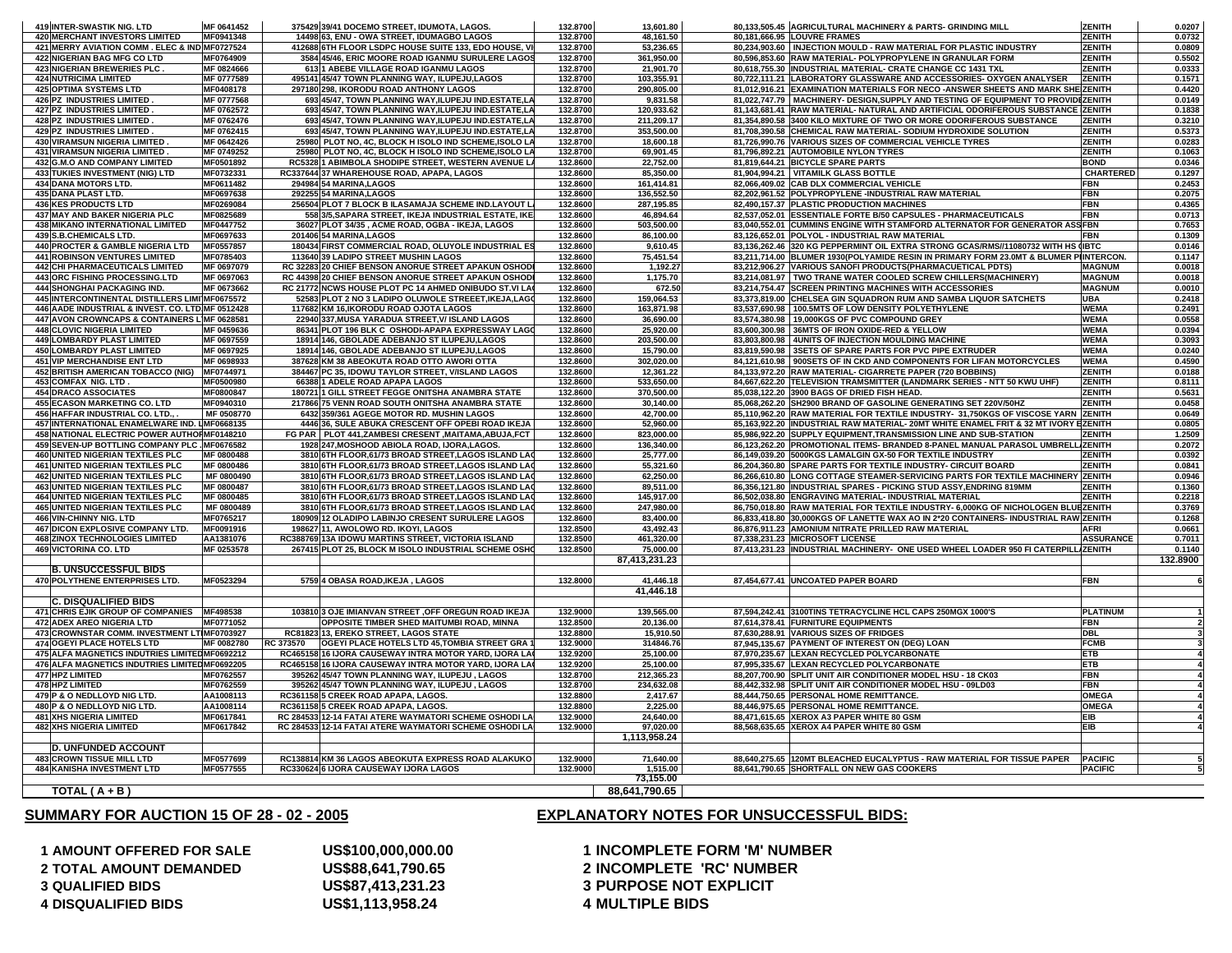| | | | | | | | | | |
|---|---|---|---|---|---|---|---|---|---|
| 419 | INTER-SWASTIK NIG. LTD | MF 0641452 | 375429 | 39/41 DOCEMO STREET, IDUMOTA, LAGOS. | 132.8700 | 13,601.80 | 80,133,505.45 | AGRICULTURAL MACHINERY & PARTS- GRINDING MILL | ZENITH | 0.0207 |
| 420 | MERCHANT INVESTORS LIMITED | MF0941348 | 14498 | 63, ENU - OWA STREET, IDUMAGBO LAGOS | 132.8700 | 48,161.50 | 80,181,666.95 | LOUVRE FRAMES | ZENITH | 0.0732 |
| 421 | MERRY AVIATION COMM . ELEC & IND | MF0727524 | 412688 | 6TH FLOOR LSDPC HOUSE SUITE 133, EDO HOUSE, VI | 132.8700 | 53,236.65 | 80,234,903.60 | INJECTION MOULD - RAW MATERIAL FOR PLASTIC INDUSTRY | ZENITH | 0.0809 |
| 422 | NIGERIAN BAG MFG CO LTD | MF0764909 | 3584 | 45/46, ERIC MOORE ROAD IGANMU SURULERE LAGOS | 132.8700 | 361,950.00 | 80,596,853.60 | RAW MATERIAL- POLYPROPYLENE IN GRANULAR FORM | ZENITH | 0.5502 |
| 423 | NIGERIAN BREWERIES PLC . | MF 0824666 | 613 | 1 ABEBE VILLAGE ROAD IGANMU LAGOS | 132.8700 | 21,901.70 | 80,618,755.30 | INDUSTRIAL MATERIAL- CRATE CHANGE CC 1431 TXL | ZENITH | 0.0333 |
| 424 | NUTRICIMA LIMITED | MF 0777589 | 495141 | 45/47 TOWN PLANNING WAY, ILUPEJU,LAGOS | 132.8700 | 103,355.91 | 80,722,111.21 | LABORATORY GLASSWARE AND ACCESSORIES- OXYGEN ANALYSER | ZENITH | 0.1571 |
| 425 | OPTIMA SYSTEMS LTD | MF0408178 | 297180 | 298, IKORODU ROAD ANTHONY LAGOS | 132.8700 | 290,805.00 | 81,012,916.21 | EXAMINATION MATERIALS FOR NECO -ANSWER SHEETS AND MARK SHE | ZENITH | 0.4420 |
| 426 | PZ INDUSTRIES LIMITED . | MF 0777568 | 693 | 45/47, TOWN PLANNING WAY,ILUPEJU IND.ESTATE,LA | 132.8700 | 9,831.58 | 81,022,747.79 | MACHINERY- DESIGN,SUPPLY AND TESTING OF EQUIPMENT TO PROVIDE | ZENITH | 0.0149 |
| 427 | PZ INDUSTRIES LIMITED . | MF 0762572 | 693 | 45/47, TOWN PLANNING WAY,ILUPEJU IND.ESTATE,LA | 132.8700 | 120,933.62 | 81,143,681.41 | RAW MATERIAL- NATURAL AND ARTIFICIAL ODORIFEROUS SUBSTANCE | ZENITH | 0.1838 |
| 428 | PZ INDUSTRIES LIMITED . | MF 0762476 | 693 | 45/47, TOWN PLANNING WAY,ILUPEJU IND.ESTATE,LA | 132.8700 | 211,209.17 | 81,354,890.58 | 3400 KILO MIXTURE OF TWO OR MORE ODORIFEROUS SUBSTANCE | ZENITH | 0.3210 |
| 429 | PZ INDUSTRIES LIMITED . | MF 0762415 | 693 | 45/47, TOWN PLANNING WAY,ILUPEJU IND.ESTATE,LA | 132.8700 | 353,500.00 | 81,708,390.58 | CHEMICAL RAW MATERIAL- SODIUM HYDROXIDE SOLUTION | ZENITH | 0.5373 |
| 430 | VIRAMSUN NIGERIA LIMITED . | MF 0642426 | 25980 | PLOT NO, 4C, BLOCK H ISOLO IND SCHEME,ISOLO LA | 132.8700 | 18,600.18 | 81,726,990.76 | VARIOUS SIZES OF COMMERCIAL VEHICLE TYRES | ZENITH | 0.0283 |
| 431 | VIRAMSUN NIGERIA LIMITED . | MF 0749252 | 25980 | PLOT NO, 4C, BLOCK H ISOLO IND SCHEME,ISOLO LA | 132.8700 | 69,901.45 | 81,796,892.21 | AUTOMOBILE NYLON TYRES | ZENITH | 0.1063 |
| 432 | G.M.O AND COMPANY LIMITED | MF0501892 | RC5328 | 1 ABIMBOLA SHODIPE STREET, WESTERN AVENUE L | 132.8600 | 22,752.00 | 81,819,644.21 | BICYCLE SPARE PARTS | BOND | 0.0346 |
| 433 | TUKIES INVESTMENT (NIG) LTD | MF0732331 | RC337644 | 37 WHAREHOUSE ROAD, APAPA, LAGOS | 132.8600 | 85,350.00 | 81,904,994.21 | VITAMILK GLASS BOTTLE | CHARTERED | 0.1297 |
| 434 | DANA MOTORS LTD. | MF0611482 | 294984 | 54 MARINA,LAGOS | 132.8600 | 161,414.81 | 82,066,409.02 | CAB DLX COMMERCIAL VEHICLE | FBN | 0.2453 |
| 435 | DANA PLAST LTD. | MF0697638 | 292255 | 54 MARINA,LAGOS | 132.8600 | 136,552.50 | 82,202,961.52 | POLYPROPYLENE -INDUSTRIAL RAW MATERIAL | FBN | 0.2075 |
| 436 | KES PRODUCTS LTD | MF0269084 | 256504 | PLOT 7 BLOCK B ILASAMAJA SCHEME IND.LAYOUT L | 132.8600 | 287,195.85 | 82,490,157.37 | PLASTIC PRODUCTION MACHINES | FBN | 0.4365 |
| 437 | MAY AND BAKER NIGERIA PLC | MF0825689 | 558 | 3/5,SAPARA STREET, IKEJA INDUSTRIAL ESTATE, IKE | 132.8600 | 46,894.64 | 82,537,052.01 | ESSENTIALE FORTE B/50 CAPSULES - PHARMACEUTICALS | FBN | 0.0713 |
| 438 | MIKANO INTERNATIONAL LIMITED | MF0447752 | 36027 | PLOT 34/35 , ACME ROAD, OGBA - IKEJA, LAGOS | 132.8600 | 503,500.00 | 83,040,552.01 | CUMMINS ENGINE WITH STAMFORD ALTERNATOR FOR GENERATOR ASS | FBN | 0.7653 |
| 439 | S.B.CHEMICALS LTD. | MF0697633 | 201406 | 54 MARINA,LAGOS | 132.8600 | 86,100.00 | 83,126,652.01 | POLYOL - INDUSTRIAL RAW MATERIAL | FBN | 0.1309 |
| 440 | PROCTER & GAMBLE NIGERIA LTD | MF0557857 | 180434 | FIRST COMMERCIAL ROAD, OLUYOLE INDUSTRIAL ES | 132.8600 | 9,610.45 | 83,136,262.46 | 320 KG PEPPERMINT OIL EXTRA STRONG GCAS/RMS//11080732 WITH HS ( | IBTC | 0.0146 |
| 441 | ROBINSON VENTURES LIMITED | MF0785403 | 113640 | 39 LADIPO STREET MUSHIN LAGOS | 132.8600 | 75,451.54 | 83,211,714.00 | BLUMER 1930(POLYAMIDE RESIN IN PRIMARY FORM 23.0MT & BLUMER P | INTERCON. | 0.1147 |
| 442 | CHI PHARMACEUTICALS LIMITED | MF 0697079 | RC 32283 | 20 CHIEF BENSON ANORUE STREET APAKUN OSHODI | 132.8600 | 1,192.27 | 83,212,906.27 | VARIOUS SANOFI PRODUCTS(PHARMACUETICAL PDTS) | MAGNUM | 0.0018 |
| 443 | ORC FISHING PROCESSING.LTD | MF 0697063 | RC 44398 | 20 CHIEF BENSON ANORUE STREET APAKUN OSHODI | 132.8600 | 1,175.70 | 83,214,081.97 | TWO TRANE WATER COOLED SCREW CHILLERS(MACHINERY) | MAGNUM | 0.0018 |
| 444 | SHONGHAI PACKAGING IND. | MF 0673662 | RC 21772 | NCWS HOUSE PLOT PC 14 AHMED ONIBUDO ST.VI LA | 132.8600 | 672.50 | 83,214,754.47 | SCREEN PRINTING MACHINES WITH ACCESSORIES | MAGNUM | 0.0010 |
| 445 | INTERCONTINENTAL DISTILLERS LIMI | MF0675572 | 52583 | PLOT 2 NO 3 LADIPO OLUWOLE STREET,IKEJA,LAGO | 132.8600 | 159,064.53 | 83,373,819.00 | CHELSEA GIN SQUADRON RUM AND SAMBA LIQUOR SATCHETS | UBA | 0.2418 |
| 446 | AADE INDUSTRIAL & INVEST. CO. LTD | MF 0512428 | 117682 | KM 16,IKORODU ROAD OJOTA LAGOS | 132.8600 | 163,871.98 | 83,537,690.98 | 100.5MTS OF LOW DENSITY POLYETHYLENE | WEMA | 0.2491 |
| 447 | AVON CROWNCAPS & CONTAINERS L | MF 0628581 | 22940 | 337,MUSA YARADUA STREET,V/ ISLAND LAGOS | 132.8600 | 36,690.00 | 83,574,380.98 | 19,000KGS OF PVC COMPOUND GREY | WEMA | 0.0558 |
| 448 | CLOVIC NIGERIA LIMITED | MF 0459636 | 86341 | PLOT 196 BLK C OSHODI-APAPA EXPRESSWAY LAGO | 132.8600 | 25,920.00 | 83,600,300.98 | 36MTS OF IRON OXIDE-RED & YELLOW | WEMA | 0.0394 |
| 449 | LOMBARDY PLAST LIMITED | MF 0697559 | 18914 | 146, GBOLADE ADEBANJO ST ILUPEJU,LAGOS | 132.8600 | 203,500.00 | 83,803,800.98 | 4UNITS OF INJECTION MOULDING MACHINE | WEMA | 0.3093 |
| 450 | LOMBARDY PLAST LIMITED | MF 0697925 | 18914 | 146, GBOLADE ADEBANJO ST ILUPEJU,LAGOS | 132.8600 | 15,790.00 | 83,819,590.98 | 3SETS OF SPARE PARTS FOR PVC PIPE EXTRUDER | WEMA | 0.0240 |
| 451 | VIP MERCHANDISE ENT LTD | MF 0698933 | 387628 | KM 38 ABEOKUTA ROAD OTTO AWORI OTTA | 132.8600 | 302,020.00 | 84,121,610.98 | 900SETS OF IN CKD AND COMPONENTS FOR LIFAN MOTORCYCLES | WEMA | 0.4590 |
| 452 | BRITISH AMERICAN TOBACCO (NIG) | MF0744971 | 384467 | PC 35, IDOWU TAYLOR STREET, V/ISLAND LAGOS | 132.8600 | 12,361.22 | 84,133,972.20 | RAW MATERIAL- CIGARRETE PAPER (720 BOBBINS) | ZENITH | 0.0188 |
| 453 | COMFAX NIG. LTD . | MF0500980 | 66388 | 1 ADELE ROAD APAPA LAGOS | 132.8600 | 533,650.00 | 84,667,622.20 | TELEVISION TRAMSMITTER (LANDMARK SERIES - NTT 50 KWU UHF) | ZENITH | 0.8111 |
| 454 | DRACO ASSOCIATES | MF0800847 | 180721 | 1 GILL STREET FEGGE ONITSHA ANAMBRA STATE | 132.8600 | 370,500.00 | 85,038,122.20 | 3900 BAGS OF DRIED FISH HEAD. | ZENITH | 0.5631 |
| 455 | ECASON MARKETING CO. LTD | MF0940310 | 217866 | 75 VENN ROAD SOUTH ONITSHA ANAMBRA STATE | 132.8600 | 30,140.00 | 85,068,262.20 | SH2900 BRAND OF GASOLINE GENERATING SET 220V/50HZ | ZENITH | 0.0458 |
| 456 | HAFFAR INDUSTRIAL CO. LTD., . | MF 0508770 | 6432 | 359/361 AGEGE MOTOR RD. MUSHIN LAGOS | 132.8600 | 42,700.00 | 85,110,962.20 | RAW MATERIAL FOR TEXTILE INDUSTRY- 31,750KGS OF VISCOSE YARN | ZENITH | 0.0649 |
| 457 | INTERNATIONAL ENAMELWARE IND. L | MF0668135 | 4446 | 36, SULE ABUKA CRESCENT OFF OPEBI ROAD IKEJA | 132.8600 | 52,960.00 | 85,163,922.20 | INDUSTRIAL RAW MATERIAL- 20MT WHITE ENAMEL FRIT & 32 MT IVORY E | ZENITH | 0.0805 |
| 458 | NATIONAL ELECTRIC POWER AUTHOR | MF0148210 | FG PAR | PLOT 441,ZAMBESI CRESENT ,MAITAMA,ABUJA,FCT | 132.8600 | 823,000.00 | 85,986,922.20 | SUPPLY EQUIPMENT,TRANSMISSION LINE AND SUB-STATION | ZENITH | 1.2509 |
| 459 | SEVEN-UP BOTTLING COMPANY PLC . | MF0676582 | 1928 | 247,MOSHOOD ABIOLA ROAD, IJORA,LAGOS. | 132.8600 | 136,340.00 | 86,123,262.20 | PROMOTIONAL ITEMS- BRANDED 8-PANEL MANUAL PARASOL UMBRELL | ZENITH | 0.2072 |
| 460 | UNITED NIGERIAN TEXTILES PLC | MF 0800488 | 3810 | 6TH FLOOR,61/73 BROAD STREET,LAGOS ISLAND LAG | 132.8600 | 25,777.00 | 86,149,039.20 | 5000KGS LAMALGIN GX-50 FOR TEXTILE INDUSTRY | ZENITH | 0.0392 |
| 461 | UNITED NIGERIAN TEXTILES PLC | MF 0800486 | 3810 | 6TH FLOOR,61/73 BROAD STREET,LAGOS ISLAND LAG | 132.8600 | 55,321.60 | 86,204,360.80 | SPARE PARTS FOR TEXTILE INDUSTRY- CIRCUIT BOARD | ZENITH | 0.0841 |
| 462 | UNITED NIGERIAN TEXTILES PLC | MF 0800490 | 3810 | 6TH FLOOR,61/73 BROAD STREET,LAGOS ISLAND LAG | 132.8600 | 62,250.00 | 86,266,610.80 | LONG COTTAGE STEAMER-SERVICING PARTS FOR TEXTILE MACHINERY | ZENITH | 0.0946 |
| 463 | UNITED NIGERIAN TEXTILES PLC | MF 0800487 | 3810 | 6TH FLOOR,61/73 BROAD STREET,LAGOS ISLAND LAG | 132.8600 | 89,511.00 | 86,356,121.80 | INDUSTRIAL SPARES - PICKING STUD ASSY,ENDRING 819MM | ZENITH | 0.1360 |
| 464 | UNITED NIGERIAN TEXTILES PLC | MF 0800485 | 3810 | 6TH FLOOR,61/73 BROAD STREET,LAGOS ISLAND LAG | 132.8600 | 145,917.00 | 86,502,038.80 | ENGRAVING MATERIAL- INDUSTRIAL MATERIAL | ZENITH | 0.2218 |
| 465 | UNITED NIGERIAN TEXTILES PLC | MF 0800489 | 3810 | 6TH FLOOR,61/73 BROAD STREET,LAGOS ISLAND LAG | 132.8600 | 247,980.00 | 86,750,018.80 | RAW MATERIAL FOR TEXTILE INDUSTRY- 6,000KG OF NICHOLOGEN BLUE | ZENITH | 0.3769 |
| 466 | VIN-CHINNY NIG. LTD | MF0765217 | 180909 | 12 OLADIPO LABINJO CRESENT SURULERE LAGOS | 132.8600 | 83,400.00 | 86,833,418.80 | 30,000KGS OF LANETTE WAX AO IN 2*20 CONTAINERS- INDUSTRIAL RAW | ZENITH | 0.1268 |
| 467 | DICON EXPLOSIVE COMPANY LTD. | MF0091916 | 198627 | 11, AWOLOWO RD. IKOYI, LAGOS | 132.8500 | 43,492.43 | 86,876,911.23 | AMONIUM NITRATE PRILLED RAW MATERIAL | AFRI | 0.0661 |
| 468 | ZINOX TECHNOLOGIES LIMITED | AA1381076 | RC388769 | 13A IDOWU MARTINS STREET, VICTORIA ISLAND | 132.8500 | 461,320.00 | 87,338,231.23 | MICROSOFT LICENSE | ASSURANCE | 0.7011 |
| 469 | VICTORINA CO. LTD | MF 0253578 | 267415 | PLOT 25, BLOCK M ISOLO INDUSTRIAL SCHEME OSHO | 132.8500 | 75,000.00 | 87,413,231.23 | INDUSTRIAL MACHINERY- ONE USED WHEEL LOADER 950 FI CATERPILL | ZENITH | 0.1140 |
| | | | | | | 87,413,231.23 | | | | 132.8900 |
| | **B. UNSUCCESSFUL BIDS** | | | | | | | | | |
| 470 | POLYTHENE ENTERPRISES LTD. | MF0523294 | 5759 | 4 OBASA ROAD,IKEJA , LAGOS | 132.8000 | 41,446.18 | 87,454,677.41 | UNCOATED PAPER BOARD | FBN | 6 |
| | | | | | | 41,446.18 | | | | |
| | **C. DISQUALIFIED BIDS** | | | | | | | | | |
| 471 | CHRIS EJIK GROUP OF COMPANIES | MF498538 | 103810 | 3 OJE IMIANVAN STREET ,OFF OREGUN ROAD IKEJA | 132.9000 | 139,565.00 | 87,594,242.41 | 3100TINS TETRACYCLINE HCL CAPS 250MGX 1000'S | PLATINUM | 1 |
| 472 | ADEX AREO NIGERIA LTD | MF0771052 | | OPPOSITE TIMBER SHED MAITUMBI ROAD, MINNA | 132.8500 | 20,136.00 | 87,614,378.41 | FURNITURE EQUIPMENTS | FBN | 2 |
| 473 | CROWNSTAR COMM. INVESTMENT LT | MF0703927 | RC81823 | 13, EREKO STREET, LAGOS STATE | 132.8800 | 15,910.50 | 87,630,288.91 | VARIOUS SIZES OF FRIDGES | DBL | 3 |
| 474 | OGEYI PLACE HOTELS LTD | MF 0082780 | RC 373570 | OGEYI PLACE HOTELS LTD 45,TOMBIA STREET GRA 1 | 132.9000 | 314846.76 | 87,945,135.67 | PAYMENT OF INTEREST ON (DEG) LOAN | FCMB | 3 |
| 475 | ALFA MAGNETICS INDUTRIES LIMITED | MF0692212 | RC465158 | 16 IJORA CAUSEWAY INTRA MOTOR YARD, IJORA LA | 132.9200 | 25,100.00 | 87,970,235.67 | LEXAN RECYCLED POLYCARBONATE | ETB | 4 |
| 476 | ALFA MAGNETICS INDUTRIES LIMITED | MF0692205 | RC465158 | 16 IJORA CAUSEWAY INTRA MOTOR YARD, IJORA LA | 132.9200 | 25,100.00 | 87,995,335.67 | LEXAN RECYCLED POLYCARBONATE | ETB | 4 |
| 477 | HPZ LIMITED | MF0762557 | 395262 | 45/47 TOWN PLANNING WAY, ILUPEJU , LAGOS | 132.8700 | 212,365.23 | 88,207,700.90 | SPLIT UNIT AIR CONDITIONER MODEL HSU - 18 CK03 | FBN | 4 |
| 478 | HPZ LIMITED | MF0762559 | 395262 | 45/47 TOWN PLANNING WAY, ILUPEJU , LAGOS | 132.8700 | 234,632.08 | 88,442,332.98 | SPLIT UNIT AIR CONDITIONER MODEL HSU - 09LD03 | FBN | 4 |
| 479 | P & O NEDLLOYD NIG LTD. | AA1008113 | RC361158 | 5 CREEK ROAD APAPA, LAGOS. | 132.8800 | 2,417.67 | 88,444,750.65 | PERSONAL HOME REMITTANCE. | OMEGA | 4 |
| 480 | P & O NEDLLOYD NIG LTD. | AA1008114 | RC361158 | 5 CREEK ROAD APAPA, LAGOS. | 132.8800 | 2,225.00 | 88,446,975.65 | PERSONAL HOME REMITTANCE. | OMEGA | 4 |
| 481 | XHS NIGERIA LIMITED | MF0617841 | RC 284533 | 12-14 FATAI ATERE WAYMATORI SCHEME OSHODI LA | 132.9000 | 24,640.00 | 88,471,615.65 | XEROX A3 PAPER WHITE 80 GSM | EIB | 4 |
| 482 | XHS NIGERIA LIMITED | MF0617842 | RC 284533 | 12-14 FATAI ATERE WAYMATORI SCHEME OSHODI LA | 132.9000 | 97,020.00 | 88,568,635.65 | XEROX A4 PAPER WHITE 80 GSM | EIB | 4 |
| | | | | | | 1,113,958.24 | | | | |
| | **D. UNFUNDED ACCOUNT** | | | | | | | | | |
| 483 | CROWN TISSUE MILL LTD | MF0577699 | RC138814 | KM 36 LAGOS ABEOKUTA EXPRESS ROAD ALAKUKO | 132.9000 | 71,640.00 | 88,640,275.65 | 120MT BLEACHED EUCALYPTUS - RAW MATERIAL FOR TISSUE PAPER | PACIFIC | 5 |
| 484 | KANISHA INVESTMENT LTD | MF0577555 | RC330624 | 6 IJORA CAUSEWAY IJORA LAGOS | 132.9000 | 1,515.00 | 88,641,790.65 | SHORTFALL ON NEW GAS COOKERS | PACIFIC | 5 |
| | | | | | | 73,155.00 | | | | |
| | **TOTAL ( A + B )** | | | | | 88,641,790.65 | | | | |

## SUMMARY FOR AUCTION 15 OF 28 - 02 - 2005

| | | |
|---|---|---|
| 1 | AMOUNT OFFERED FOR SALE | US$100,000,000.00 |
| 2 | TOTAL AMOUNT DEMANDED | US$88,641,790.65 |
| 3 | QUALIFIED BIDS | US$87,413,231.23 |
| 4 | DISQUALIFIED BIDS | US$1,113,958.24 |

## EXPLANATORY NOTES FOR UNSUCCESSFUL BIDS:

1. INCOMPLETE FORM 'M' NUMBER
2. INCOMPLETE 'RC' NUMBER
3. PURPOSE NOT EXPLICIT
4. MULTIPLE BIDS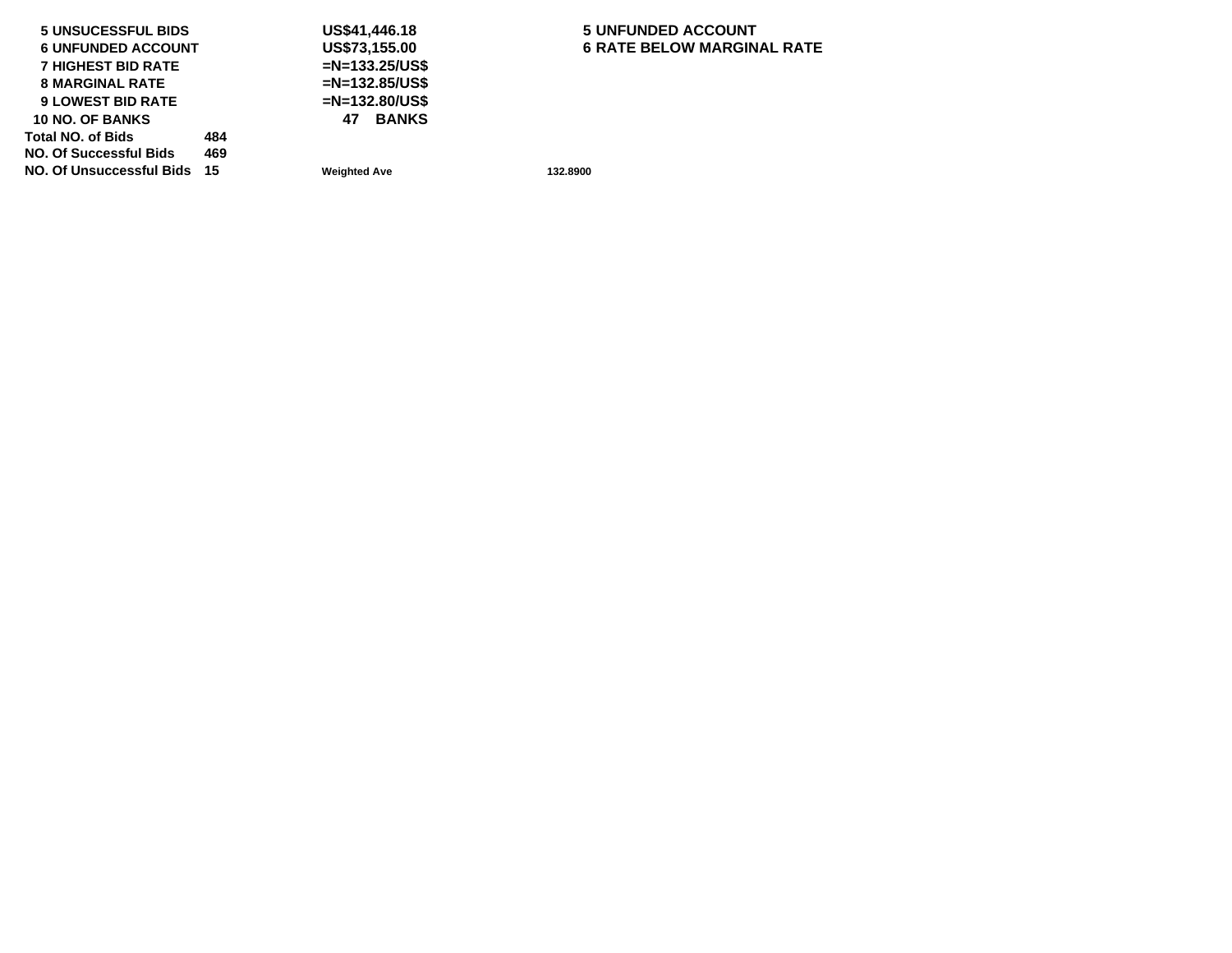| | | | | |
|---|---|---|---|---|
| 5 UNSUCESSFUL BIDS | | US$41,446.18 | | 5 UNFUNDED ACCOUNT |
| 6 UNFUNDED ACCOUNT | | US$73,155.00 | | 6 RATE BELOW MARGINAL RATE |
| 7 HIGHEST BID RATE | | =N=133.25/US$ | | |
| 8 MARGINAL RATE | | =N=132.85/US$ | | |
| 9 LOWEST BID RATE | | =N=132.80/US$ | | |
| 10 NO. OF BANKS | | 47 BANKS | | |
| Total NO. of Bids | 484 | | | |
| NO. Of Successful Bids | 469 | | | |
| NO. Of Unsuccessful Bids | 15 | Weighted Ave | 132.8900 | |